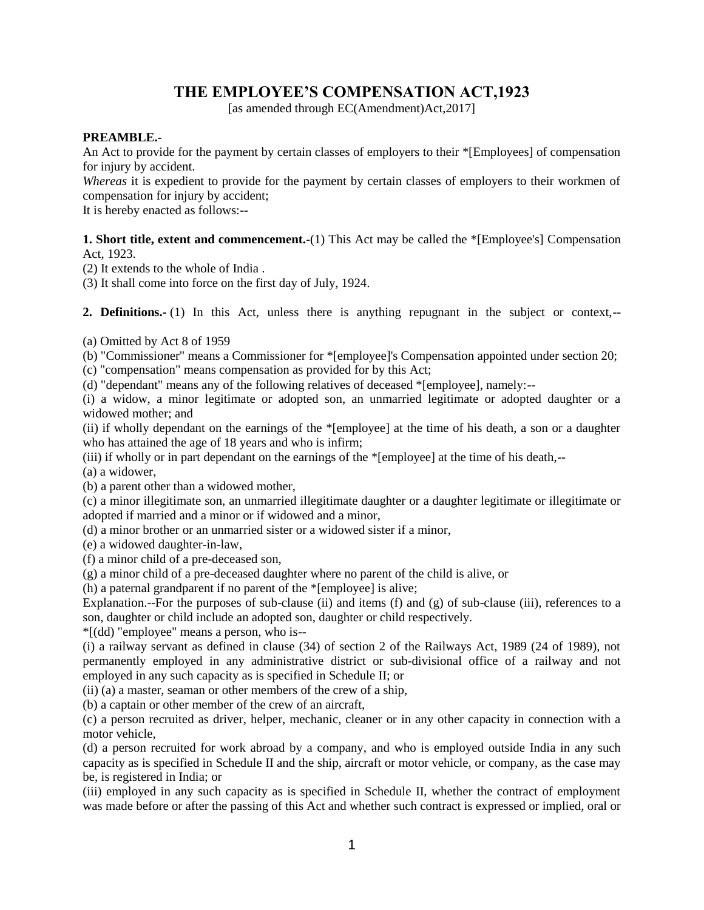# THE EMPLOYEE'S COMPENSATION ACT,1923

[as amended through EC(Amendment)Act,2017]

**PREAMBLE.-**

An Act to provide for the payment by certain classes of employers to their *[Employees] of compensation for injury by accident.

*Whereas* it is expedient to provide for the payment by certain classes of employers to their workmen of compensation for injury by accident;

It is hereby enacted as follows:--

**1. Short title, extent and commencement.**-(1) This Act may be called the *[Employee's] Compensation Act, 1923.

(2) It extends to the whole of India .

(3) It shall come into force on the first day of July, 1924.

**2. Definitions.-** (1) In this Act, unless there is anything repugnant in the subject or context,--

(a) Omitted by Act 8 of 1959

(b) "Commissioner" means a Commissioner for *[employee]'s Compensation appointed under section 20;

(c) "compensation" means compensation as provided for by this Act;

(d) "dependant" means any of the following relatives of deceased *[employee], namely:--

(i) a widow, a minor legitimate or adopted son, an unmarried legitimate or adopted daughter or a widowed mother; and

(ii) if wholly dependant on the earnings of the *[employee] at the time of his death, a son or a daughter who has attained the age of 18 years and who is infirm;

(iii) if wholly or in part dependant on the earnings of the *[employee] at the time of his death,--

(a) a widower,

(b) a parent other than a widowed mother,

(c) a minor illegitimate son, an unmarried illegitimate daughter or a daughter legitimate or illegitimate or adopted if married and a minor or if widowed and a minor,

(d) a minor brother or an unmarried sister or a widowed sister if a minor,

(e) a widowed daughter-in-law,

(f) a minor child of a pre-deceased son,

(g) a minor child of a pre-deceased daughter where no parent of the child is alive, or

(h) a paternal grandparent if no parent of the *[employee] is alive;

Explanation.--For the purposes of sub-clause (ii) and items (f) and (g) of sub-clause (iii), references to a son, daughter or child include an adopted son, daughter or child respectively.

*[(dd) "employee" means a person, who is--

(i) a railway servant as defined in clause (34) of section 2 of the Railways Act, 1989 (24 of 1989), not permanently employed in any administrative district or sub-divisional office of a railway and not employed in any such capacity as is specified in Schedule II; or

(ii) (a) a master, seaman or other members of the crew of a ship,

(b) a captain or other member of the crew of an aircraft,

(c) a person recruited as driver, helper, mechanic, cleaner or in any other capacity in connection with a motor vehicle,

(d) a person recruited for work abroad by a company, and who is employed outside India in any such capacity as is specified in Schedule II and the ship, aircraft or motor vehicle, or company, as the case may be, is registered in India; or

(iii) employed in any such capacity as is specified in Schedule II, whether the contract of employment was made before or after the passing of this Act and whether such contract is expressed or implied, oral or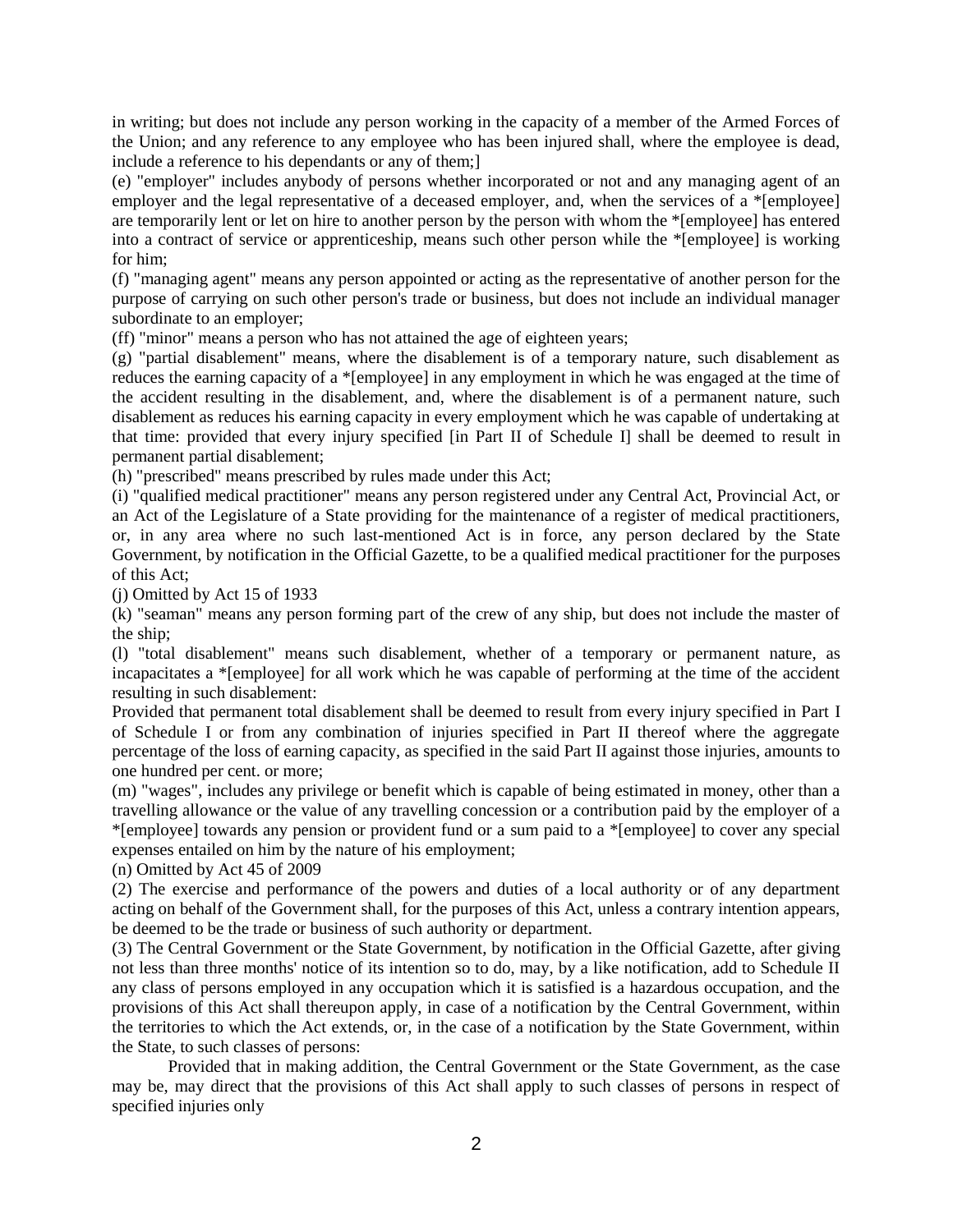in writing; but does not include any person working in the capacity of a member of the Armed Forces of the Union; and any reference to any employee who has been injured shall, where the employee is dead, include a reference to his dependants or any of them;]

(e) "employer" includes anybody of persons whether incorporated or not and any managing agent of an employer and the legal representative of a deceased employer, and, when the services of a *[employee] are temporarily lent or let on hire to another person by the person with whom the *[employee] has entered into a contract of service or apprenticeship, means such other person while the *[employee] is working for him;

(f) "managing agent" means any person appointed or acting as the representative of another person for the purpose of carrying on such other person's trade or business, but does not include an individual manager subordinate to an employer;

(ff) "minor" means a person who has not attained the age of eighteen years;

(g) "partial disablement" means, where the disablement is of a temporary nature, such disablement as reduces the earning capacity of a *[employee] in any employment in which he was engaged at the time of the accident resulting in the disablement, and, where the disablement is of a permanent nature, such disablement as reduces his earning capacity in every employment which he was capable of undertaking at that time: provided that every injury specified [in Part II of Schedule I] shall be deemed to result in permanent partial disablement;

(h) "prescribed" means prescribed by rules made under this Act;

(i) "qualified medical practitioner" means any person registered under any Central Act, Provincial Act, or an Act of the Legislature of a State providing for the maintenance of a register of medical practitioners, or, in any area where no such last-mentioned Act is in force, any person declared by the State Government, by notification in the Official Gazette, to be a qualified medical practitioner for the purposes of this Act;

(j) Omitted by Act 15 of 1933

(k) "seaman" means any person forming part of the crew of any ship, but does not include the master of the ship;

(l) "total disablement" means such disablement, whether of a temporary or permanent nature, as incapacitates a *[employee] for all work which he was capable of performing at the time of the accident resulting in such disablement:

Provided that permanent total disablement shall be deemed to result from every injury specified in Part I of Schedule I or from any combination of injuries specified in Part II thereof where the aggregate percentage of the loss of earning capacity, as specified in the said Part II against those injuries, amounts to one hundred per cent. or more;

(m) "wages", includes any privilege or benefit which is capable of being estimated in money, other than a travelling allowance or the value of any travelling concession or a contribution paid by the employer of a *[employee] towards any pension or provident fund or a sum paid to a *[employee] to cover any special expenses entailed on him by the nature of his employment;

(n) Omitted by Act 45 of 2009

(2) The exercise and performance of the powers and duties of a local authority or of any department acting on behalf of the Government shall, for the purposes of this Act, unless a contrary intention appears, be deemed to be the trade or business of such authority or department.

(3) The Central Government or the State Government, by notification in the Official Gazette, after giving not less than three months' notice of its intention so to do, may, by a like notification, add to Schedule II any class of persons employed in any occupation which it is satisfied is a hazardous occupation, and the provisions of this Act shall thereupon apply, in case of a notification by the Central Government, within the territories to which the Act extends, or, in the case of a notification by the State Government, within the State, to such classes of persons:

Provided that in making addition, the Central Government or the State Government, as the case may be, may direct that the provisions of this Act shall apply to such classes of persons in respect of specified injuries only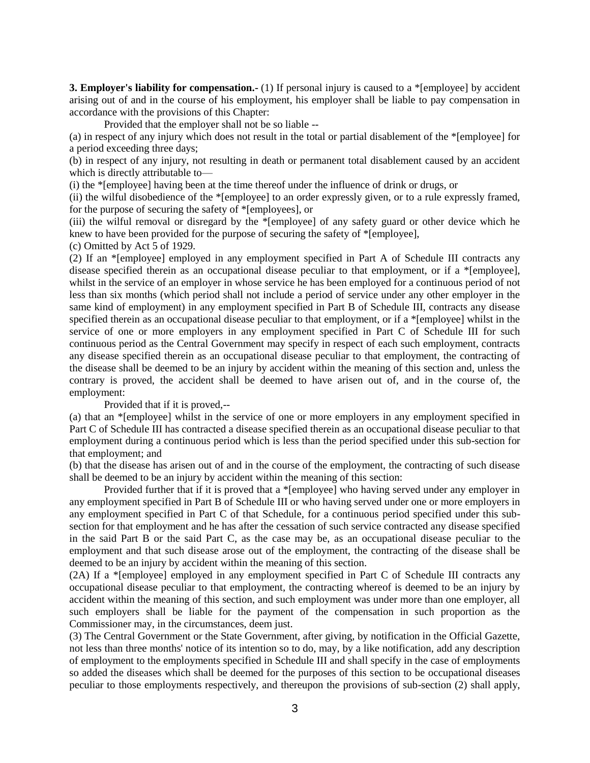**3. Employer's liability for compensation.-** (1) If personal injury is caused to a *[employee] by accident arising out of and in the course of his employment, his employer shall be liable to pay compensation in accordance with the provisions of this Chapter:

Provided that the employer shall not be so liable --

(a) in respect of any injury which does not result in the total or partial disablement of the *[employee] for a period exceeding three days;

(b) in respect of any injury, not resulting in death or permanent total disablement caused by an accident which is directly attributable to—

(i) the *[employee] having been at the time thereof under the influence of drink or drugs, or

(ii) the wilful disobedience of the *[employee] to an order expressly given, or to a rule expressly framed, for the purpose of securing the safety of *[employees], or

(iii) the wilful removal or disregard by the *[employee] of any safety guard or other device which he knew to have been provided for the purpose of securing the safety of *[employee],

(c) Omitted by Act 5 of 1929.

(2) If an *[employee] employed in any employment specified in Part A of Schedule III contracts any disease specified therein as an occupational disease peculiar to that employment, or if a *[employee], whilst in the service of an employer in whose service he has been employed for a continuous period of not less than six months (which period shall not include a period of service under any other employer in the same kind of employment) in any employment specified in Part B of Schedule III, contracts any disease specified therein as an occupational disease peculiar to that employment, or if a *[employee] whilst in the service of one or more employers in any employment specified in Part C of Schedule III for such continuous period as the Central Government may specify in respect of each such employment, contracts any disease specified therein as an occupational disease peculiar to that employment, the contracting of the disease shall be deemed to be an injury by accident within the meaning of this section and, unless the contrary is proved, the accident shall be deemed to have arisen out of, and in the course of, the employment:

Provided that if it is proved,--

(a) that an *[employee] whilst in the service of one or more employers in any employment specified in Part C of Schedule III has contracted a disease specified therein as an occupational disease peculiar to that employment during a continuous period which is less than the period specified under this sub-section for that employment; and

(b) that the disease has arisen out of and in the course of the employment, the contracting of such disease shall be deemed to be an injury by accident within the meaning of this section:

Provided further that if it is proved that a *[employee] who having served under any employer in any employment specified in Part B of Schedule III or who having served under one or more employers in any employment specified in Part C of that Schedule, for a continuous period specified under this sub-section for that employment and he has after the cessation of such service contracted any disease specified in the said Part B or the said Part C, as the case may be, as an occupational disease peculiar to the employment and that such disease arose out of the employment, the contracting of the disease shall be deemed to be an injury by accident within the meaning of this section.

(2A) If a *[employee] employed in any employment specified in Part C of Schedule III contracts any occupational disease peculiar to that employment, the contracting whereof is deemed to be an injury by accident within the meaning of this section, and such employment was under more than one employer, all such employers shall be liable for the payment of the compensation in such proportion as the Commissioner may, in the circumstances, deem just.

(3) The Central Government or the State Government, after giving, by notification in the Official Gazette, not less than three months' notice of its intention so to do, may, by a like notification, add any description of employment to the employments specified in Schedule III and shall specify in the case of employments so added the diseases which shall be deemed for the purposes of this section to be occupational diseases peculiar to those employments respectively, and thereupon the provisions of sub-section (2) shall apply,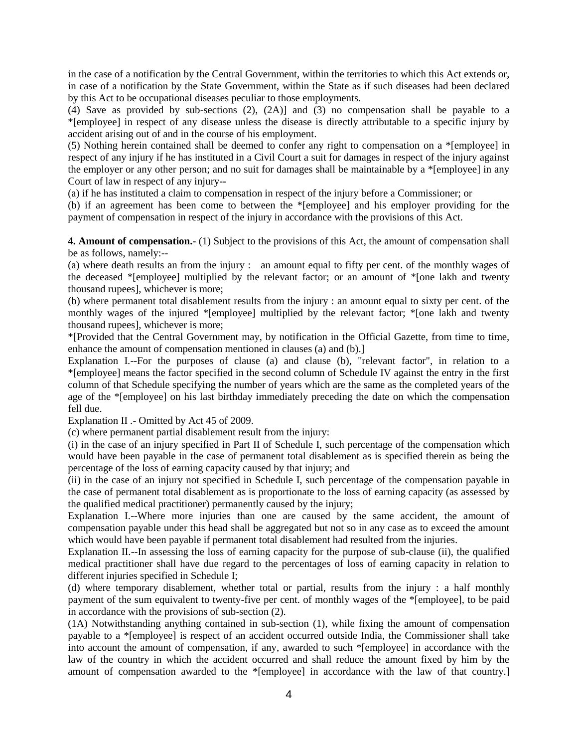in the case of a notification by the Central Government, within the territories to which this Act extends or, in case of a notification by the State Government, within the State as if such diseases had been declared by this Act to be occupational diseases peculiar to those employments.

(4) Save as provided by sub-sections (2), (2A)] and (3) no compensation shall be payable to a *[employee] in respect of any disease unless the disease is directly attributable to a specific injury by accident arising out of and in the course of his employment.

(5) Nothing herein contained shall be deemed to confer any right to compensation on a *[employee] in respect of any injury if he has instituted in a Civil Court a suit for damages in respect of the injury against the employer or any other person; and no suit for damages shall be maintainable by a *[employee] in any Court of law in respect of any injury--

(a) if he has instituted a claim to compensation in respect of the injury before a Commissioner; or

(b) if an agreement has been come to between the *[employee] and his employer providing for the payment of compensation in respect of the injury in accordance with the provisions of this Act.

**4. Amount of compensation.-** (1) Subject to the provisions of this Act, the amount of compensation shall be as follows, namely:--

(a) where death results an from the injury : an amount equal to fifty per cent. of the monthly wages of the deceased *[employee] multiplied by the relevant factor; or an amount of *[one lakh and twenty thousand rupees], whichever is more;

(b) where permanent total disablement results from the injury : an amount equal to sixty per cent. of the monthly wages of the injured *[employee] multiplied by the relevant factor; *[one lakh and twenty thousand rupees], whichever is more;

*[Provided that the Central Government may, by notification in the Official Gazette, from time to time, enhance the amount of compensation mentioned in clauses (a) and (b).]

Explanation I.--For the purposes of clause (a) and clause (b), "relevant factor", in relation to a *[employee] means the factor specified in the second column of Schedule IV against the entry in the first column of that Schedule specifying the number of years which are the same as the completed years of the age of the *[employee] on his last birthday immediately preceding the date on which the compensation fell due.

Explanation II .- Omitted by Act 45 of 2009.

(c) where permanent partial disablement result from the injury:

(i) in the case of an injury specified in Part II of Schedule I, such percentage of the compensation which would have been payable in the case of permanent total disablement as is specified therein as being the percentage of the loss of earning capacity caused by that injury; and

(ii) in the case of an injury not specified in Schedule I, such percentage of the compensation payable in the case of permanent total disablement as is proportionate to the loss of earning capacity (as assessed by the qualified medical practitioner) permanently caused by the injury;

Explanation I.--Where more injuries than one are caused by the same accident, the amount of compensation payable under this head shall be aggregated but not so in any case as to exceed the amount which would have been payable if permanent total disablement had resulted from the injuries.

Explanation II.--In assessing the loss of earning capacity for the purpose of sub-clause (ii), the qualified medical practitioner shall have due regard to the percentages of loss of earning capacity in relation to different injuries specified in Schedule I;

(d) where temporary disablement, whether total or partial, results from the injury : a half monthly payment of the sum equivalent to twenty-five per cent. of monthly wages of the *[employee], to be paid in accordance with the provisions of sub-section (2).

(1A) Notwithstanding anything contained in sub-section (1), while fixing the amount of compensation payable to a *[employee] is respect of an accident occurred outside India, the Commissioner shall take into account the amount of compensation, if any, awarded to such *[employee] in accordance with the law of the country in which the accident occurred and shall reduce the amount fixed by him by the amount of compensation awarded to the *[employee] in accordance with the law of that country.]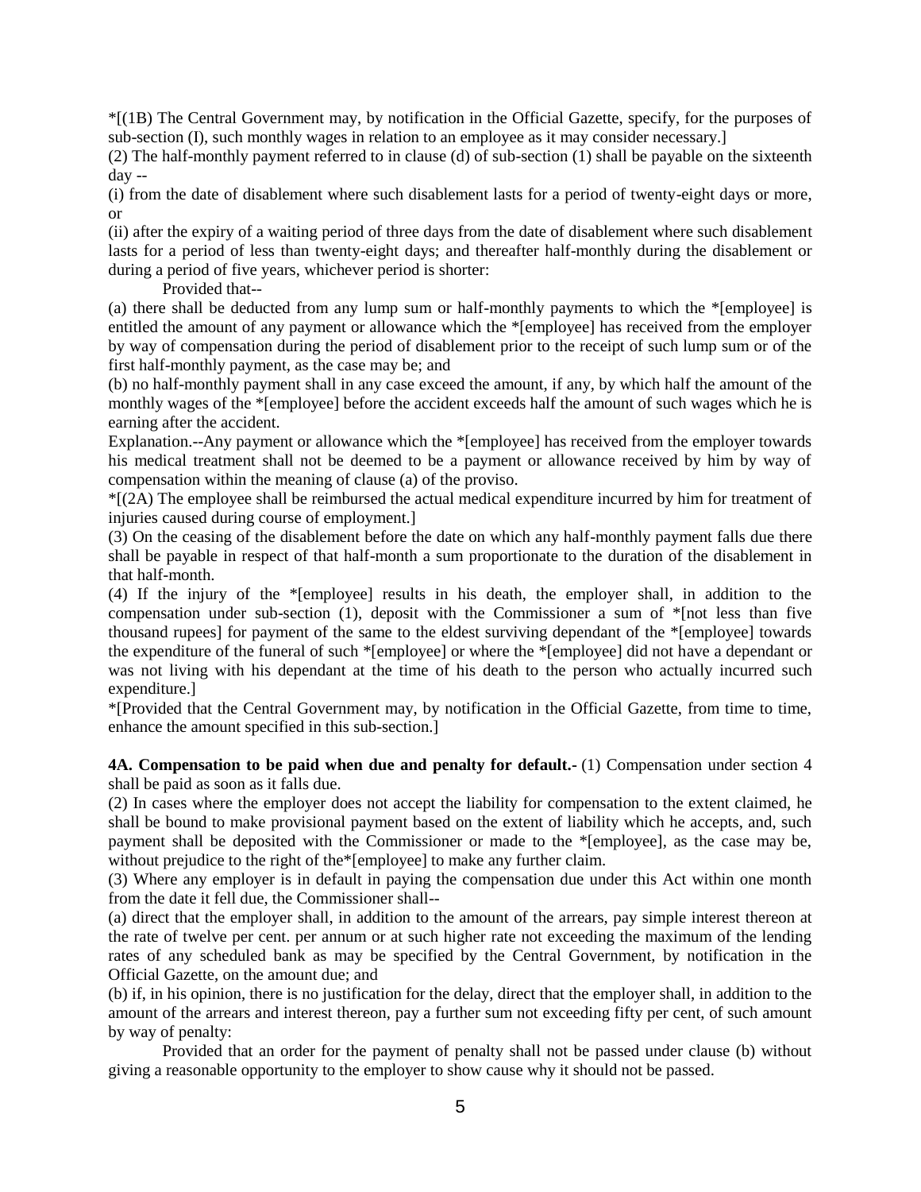*[(1B) The Central Government may, by notification in the Official Gazette, specify, for the purposes of sub-section (I), such monthly wages in relation to an employee as it may consider necessary.]

(2) The half-monthly payment referred to in clause (d) of sub-section (1) shall be payable on the sixteenth day --

(i) from the date of disablement where such disablement lasts for a period of twenty-eight days or more, or

(ii) after the expiry of a waiting period of three days from the date of disablement where such disablement lasts for a period of less than twenty-eight days; and thereafter half-monthly during the disablement or during a period of five years, whichever period is shorter:

Provided that--

(a) there shall be deducted from any lump sum or half-monthly payments to which the *[employee] is entitled the amount of any payment or allowance which the *[employee] has received from the employer by way of compensation during the period of disablement prior to the receipt of such lump sum or of the first half-monthly payment, as the case may be; and

(b) no half-monthly payment shall in any case exceed the amount, if any, by which half the amount of the monthly wages of the *[employee] before the accident exceeds half the amount of such wages which he is earning after the accident.

Explanation.--Any payment or allowance which the *[employee] has received from the employer towards his medical treatment shall not be deemed to be a payment or allowance received by him by way of compensation within the meaning of clause (a) of the proviso.

*[(2A) The employee shall be reimbursed the actual medical expenditure incurred by him for treatment of injuries caused during course of employment.]

(3) On the ceasing of the disablement before the date on which any half-monthly payment falls due there shall be payable in respect of that half-month a sum proportionate to the duration of the disablement in that half-month.

(4) If the injury of the *[employee] results in his death, the employer shall, in addition to the compensation under sub-section (1), deposit with the Commissioner a sum of *[not less than five thousand rupees] for payment of the same to the eldest surviving dependant of the *[employee] towards the expenditure of the funeral of such *[employee] or where the *[employee] did not have a dependant or was not living with his dependant at the time of his death to the person who actually incurred such expenditure.]

*[Provided that the Central Government may, by notification in the Official Gazette, from time to time, enhance the amount specified in this sub-section.]

**4A. Compensation to be paid when due and penalty for default.-** (1) Compensation under section 4 shall be paid as soon as it falls due.

(2) In cases where the employer does not accept the liability for compensation to the extent claimed, he shall be bound to make provisional payment based on the extent of liability which he accepts, and, such payment shall be deposited with the Commissioner or made to the *[employee], as the case may be, without prejudice to the right of the*[employee] to make any further claim.

(3) Where any employer is in default in paying the compensation due under this Act within one month from the date it fell due, the Commissioner shall--

(a) direct that the employer shall, in addition to the amount of the arrears, pay simple interest thereon at the rate of twelve per cent. per annum or at such higher rate not exceeding the maximum of the lending rates of any scheduled bank as may be specified by the Central Government, by notification in the Official Gazette, on the amount due; and

(b) if, in his opinion, there is no justification for the delay, direct that the employer shall, in addition to the amount of the arrears and interest thereon, pay a further sum not exceeding fifty per cent, of such amount by way of penalty:

Provided that an order for the payment of penalty shall not be passed under clause (b) without giving a reasonable opportunity to the employer to show cause why it should not be passed.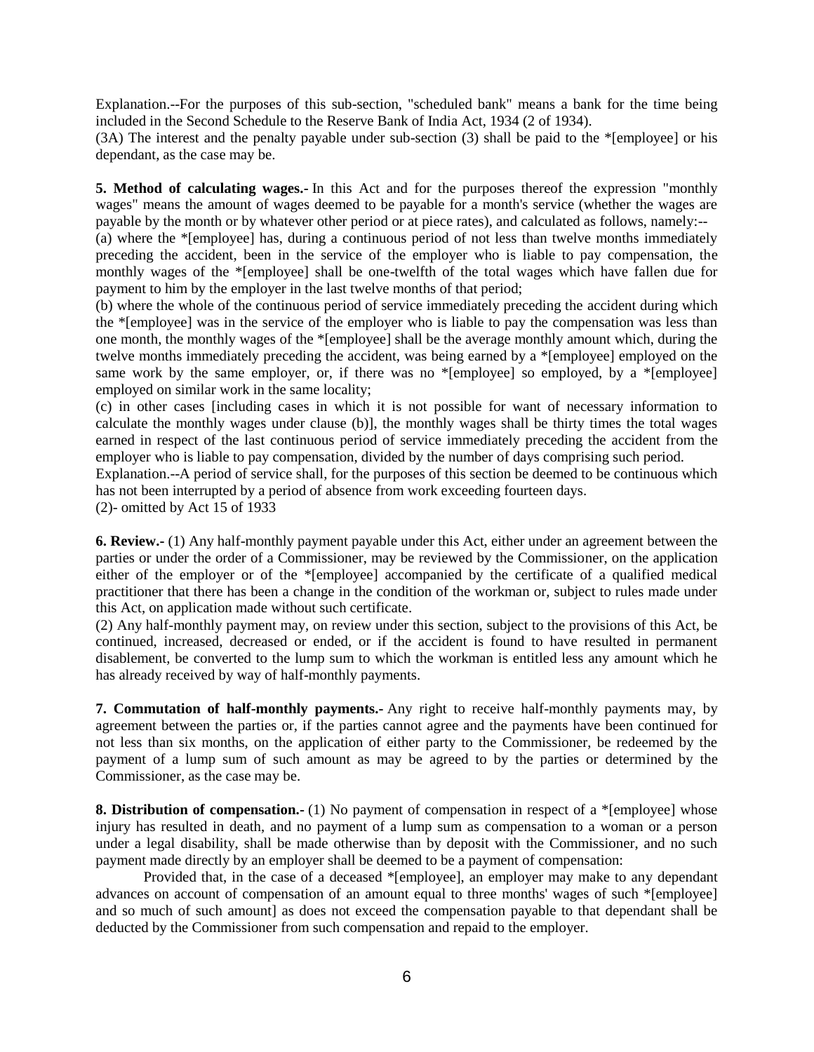Explanation.--For the purposes of this sub-section, "scheduled bank" means a bank for the time being included in the Second Schedule to the Reserve Bank of India Act, 1934 (2 of 1934).

(3A) The interest and the penalty payable under sub-section (3) shall be paid to the *[employee] or his dependant, as the case may be.

**5. Method of calculating wages.-** In this Act and for the purposes thereof the expression "monthly wages" means the amount of wages deemed to be payable for a month's service (whether the wages are payable by the month or by whatever other period or at piece rates), and calculated as follows, namely:--

(a) where the *[employee] has, during a continuous period of not less than twelve months immediately preceding the accident, been in the service of the employer who is liable to pay compensation, the monthly wages of the *[employee] shall be one-twelfth of the total wages which have fallen due for payment to him by the employer in the last twelve months of that period;

(b) where the whole of the continuous period of service immediately preceding the accident during which the *[employee] was in the service of the employer who is liable to pay the compensation was less than one month, the monthly wages of the *[employee] shall be the average monthly amount which, during the twelve months immediately preceding the accident, was being earned by a *[employee] employed on the same work by the same employer, or, if there was no *[employee] so employed, by a *[employee] employed on similar work in the same locality;

(c) in other cases [including cases in which it is not possible for want of necessary information to calculate the monthly wages under clause (b)], the monthly wages shall be thirty times the total wages earned in respect of the last continuous period of service immediately preceding the accident from the employer who is liable to pay compensation, divided by the number of days comprising such period.

Explanation.--A period of service shall, for the purposes of this section be deemed to be continuous which has not been interrupted by a period of absence from work exceeding fourteen days.

(2)- omitted by Act 15 of 1933

**6. Review.-** (1) Any half-monthly payment payable under this Act, either under an agreement between the parties or under the order of a Commissioner, may be reviewed by the Commissioner, on the application either of the employer or of the *[employee] accompanied by the certificate of a qualified medical practitioner that there has been a change in the condition of the workman or, subject to rules made under this Act, on application made without such certificate.

(2) Any half-monthly payment may, on review under this section, subject to the provisions of this Act, be continued, increased, decreased or ended, or if the accident is found to have resulted in permanent disablement, be converted to the lump sum to which the workman is entitled less any amount which he has already received by way of half-monthly payments.

**7. Commutation of half-monthly payments.-** Any right to receive half-monthly payments may, by agreement between the parties or, if the parties cannot agree and the payments have been continued for not less than six months, on the application of either party to the Commissioner, be redeemed by the payment of a lump sum of such amount as may be agreed to by the parties or determined by the Commissioner, as the case may be.

**8. Distribution of compensation.-** (1) No payment of compensation in respect of a *[employee] whose injury has resulted in death, and no payment of a lump sum as compensation to a woman or a person under a legal disability, shall be made otherwise than by deposit with the Commissioner, and no such payment made directly by an employer shall be deemed to be a payment of compensation:

Provided that, in the case of a deceased *[employee], an employer may make to any dependant advances on account of compensation of an amount equal to three months' wages of such *[employee] and so much of such amount] as does not exceed the compensation payable to that dependant shall be deducted by the Commissioner from such compensation and repaid to the employer.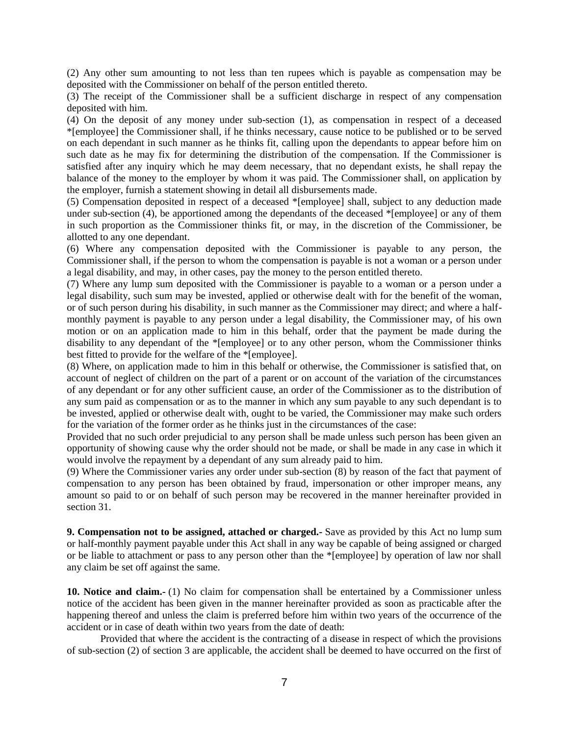(2) Any other sum amounting to not less than ten rupees which is payable as compensation may be deposited with the Commissioner on behalf of the person entitled thereto.

(3) The receipt of the Commissioner shall be a sufficient discharge in respect of any compensation deposited with him.

(4) On the deposit of any money under sub-section (1), as compensation in respect of a deceased *[employee] the Commissioner shall, if he thinks necessary, cause notice to be published or to be served on each dependant in such manner as he thinks fit, calling upon the dependants to appear before him on such date as he may fix for determining the distribution of the compensation. If the Commissioner is satisfied after any inquiry which he may deem necessary, that no dependant exists, he shall repay the balance of the money to the employer by whom it was paid. The Commissioner shall, on application by the employer, furnish a statement showing in detail all disbursements made.

(5) Compensation deposited in respect of a deceased *[employee] shall, subject to any deduction made under sub-section (4), be apportioned among the dependants of the deceased *[employee] or any of them in such proportion as the Commissioner thinks fit, or may, in the discretion of the Commissioner, be allotted to any one dependant.

(6) Where any compensation deposited with the Commissioner is payable to any person, the Commissioner shall, if the person to whom the compensation is payable is not a woman or a person under a legal disability, and may, in other cases, pay the money to the person entitled thereto.

(7) Where any lump sum deposited with the Commissioner is payable to a woman or a person under a legal disability, such sum may be invested, applied or otherwise dealt with for the benefit of the woman, or of such person during his disability, in such manner as the Commissioner may direct; and where a half-monthly payment is payable to any person under a legal disability, the Commissioner may, of his own motion or on an application made to him in this behalf, order that the payment be made during the disability to any dependant of the *[employee] or to any other person, whom the Commissioner thinks best fitted to provide for the welfare of the *[employee].

(8) Where, on application made to him in this behalf or otherwise, the Commissioner is satisfied that, on account of neglect of children on the part of a parent or on account of the variation of the circumstances of any dependant or for any other sufficient cause, an order of the Commissioner as to the distribution of any sum paid as compensation or as to the manner in which any sum payable to any such dependant is to be invested, applied or otherwise dealt with, ought to be varied, the Commissioner may make such orders for the variation of the former order as he thinks just in the circumstances of the case:

Provided that no such order prejudicial to any person shall be made unless such person has been given an opportunity of showing cause why the order should not be made, or shall be made in any case in which it would involve the repayment by a dependant of any sum already paid to him.

(9) Where the Commissioner varies any order under sub-section (8) by reason of the fact that payment of compensation to any person has been obtained by fraud, impersonation or other improper means, any amount so paid to or on behalf of such person may be recovered in the manner hereinafter provided in section 31.

**9. Compensation not to be assigned, attached or charged.-** Save as provided by this Act no lump sum or half-monthly payment payable under this Act shall in any way be capable of being assigned or charged or be liable to attachment or pass to any person other than the *[employee] by operation of law nor shall any claim be set off against the same.

**10. Notice and claim.-** (1) No claim for compensation shall be entertained by a Commissioner unless notice of the accident has been given in the manner hereinafter provided as soon as practicable after the happening thereof and unless the claim is preferred before him within two years of the occurrence of the accident or in case of death within two years from the date of death:

Provided that where the accident is the contracting of a disease in respect of which the provisions of sub-section (2) of section 3 are applicable, the accident shall be deemed to have occurred on the first of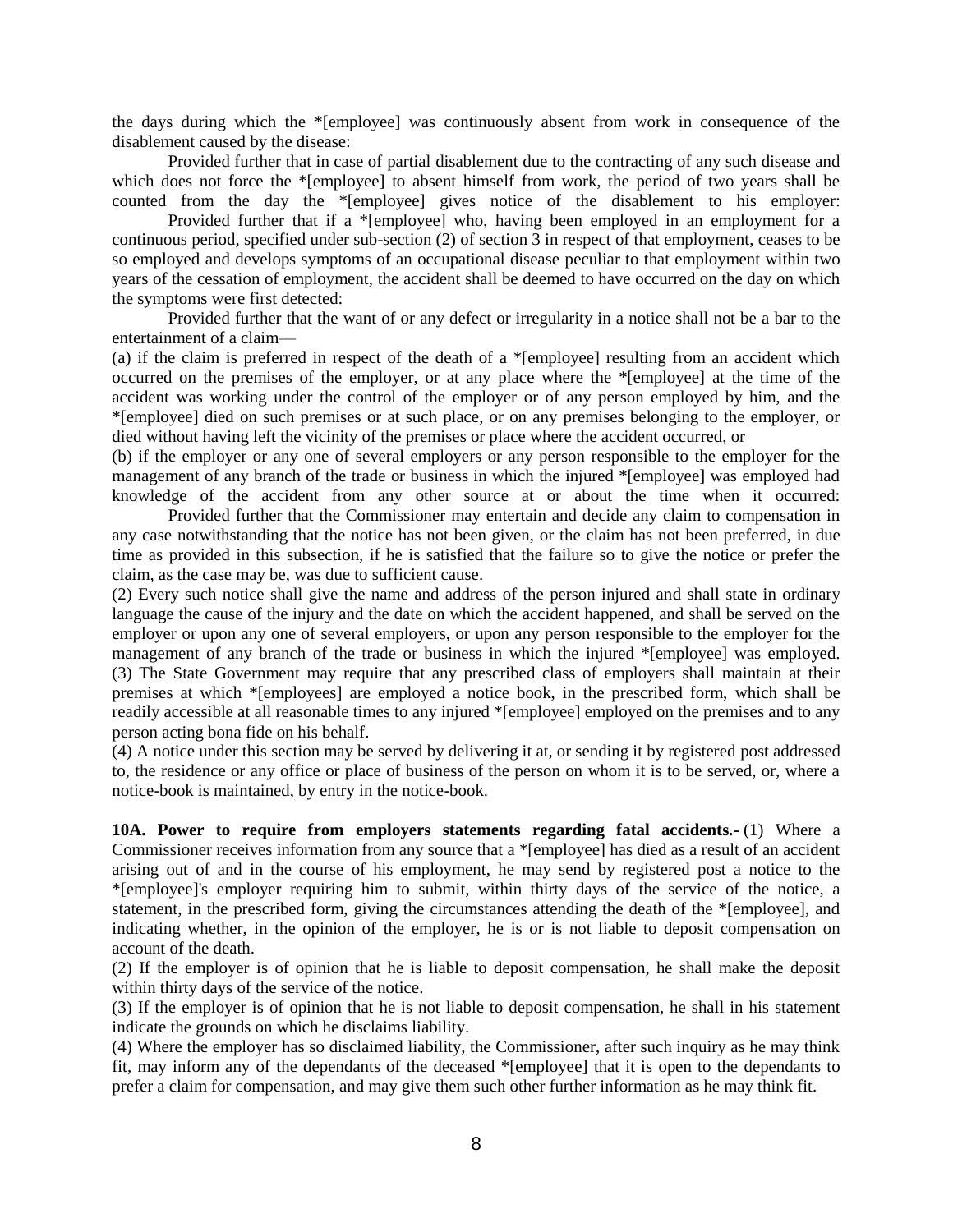the days during which the *[employee] was continuously absent from work in consequence of the disablement caused by the disease:

Provided further that in case of partial disablement due to the contracting of any such disease and which does not force the *[employee] to absent himself from work, the period of two years shall be counted from the day the *[employee] gives notice of the disablement to his employer:

Provided further that if a *[employee] who, having been employed in an employment for a continuous period, specified under sub-section (2) of section 3 in respect of that employment, ceases to be so employed and develops symptoms of an occupational disease peculiar to that employment within two years of the cessation of employment, the accident shall be deemed to have occurred on the day on which the symptoms were first detected:

Provided further that the want of or any defect or irregularity in a notice shall not be a bar to the entertainment of a claim—

(a) if the claim is preferred in respect of the death of a *[employee] resulting from an accident which occurred on the premises of the employer, or at any place where the *[employee] at the time of the accident was working under the control of the employer or of any person employed by him, and the *[employee] died on such premises or at such place, or on any premises belonging to the employer, or died without having left the vicinity of the premises or place where the accident occurred, or

(b) if the employer or any one of several employers or any person responsible to the employer for the management of any branch of the trade or business in which the injured *[employee] was employed had knowledge of the accident from any other source at or about the time when it occurred:

Provided further that the Commissioner may entertain and decide any claim to compensation in any case notwithstanding that the notice has not been given, or the claim has not been preferred, in due time as provided in this subsection, if he is satisfied that the failure so to give the notice or prefer the claim, as the case may be, was due to sufficient cause.

(2) Every such notice shall give the name and address of the person injured and shall state in ordinary language the cause of the injury and the date on which the accident happened, and shall be served on the employer or upon any one of several employers, or upon any person responsible to the employer for the management of any branch of the trade or business in which the injured *[employee] was employed.

(3) The State Government may require that any prescribed class of employers shall maintain at their premises at which *[employees] are employed a notice book, in the prescribed form, which shall be readily accessible at all reasonable times to any injured *[employee] employed on the premises and to any person acting bona fide on his behalf.

(4) A notice under this section may be served by delivering it at, or sending it by registered post addressed to, the residence or any office or place of business of the person on whom it is to be served, or, where a notice-book is maintained, by entry in the notice-book.

**10A. Power to require from employers statements regarding fatal accidents.-** (1) Where a Commissioner receives information from any source that a *[employee] has died as a result of an accident arising out of and in the course of his employment, he may send by registered post a notice to the *[employee]'s employer requiring him to submit, within thirty days of the service of the notice, a statement, in the prescribed form, giving the circumstances attending the death of the *[employee], and indicating whether, in the opinion of the employer, he is or is not liable to deposit compensation on account of the death.

(2) If the employer is of opinion that he is liable to deposit compensation, he shall make the deposit within thirty days of the service of the notice.

(3) If the employer is of opinion that he is not liable to deposit compensation, he shall in his statement indicate the grounds on which he disclaims liability.

(4) Where the employer has so disclaimed liability, the Commissioner, after such inquiry as he may think fit, may inform any of the dependants of the deceased *[employee] that it is open to the dependants to prefer a claim for compensation, and may give them such other further information as he may think fit.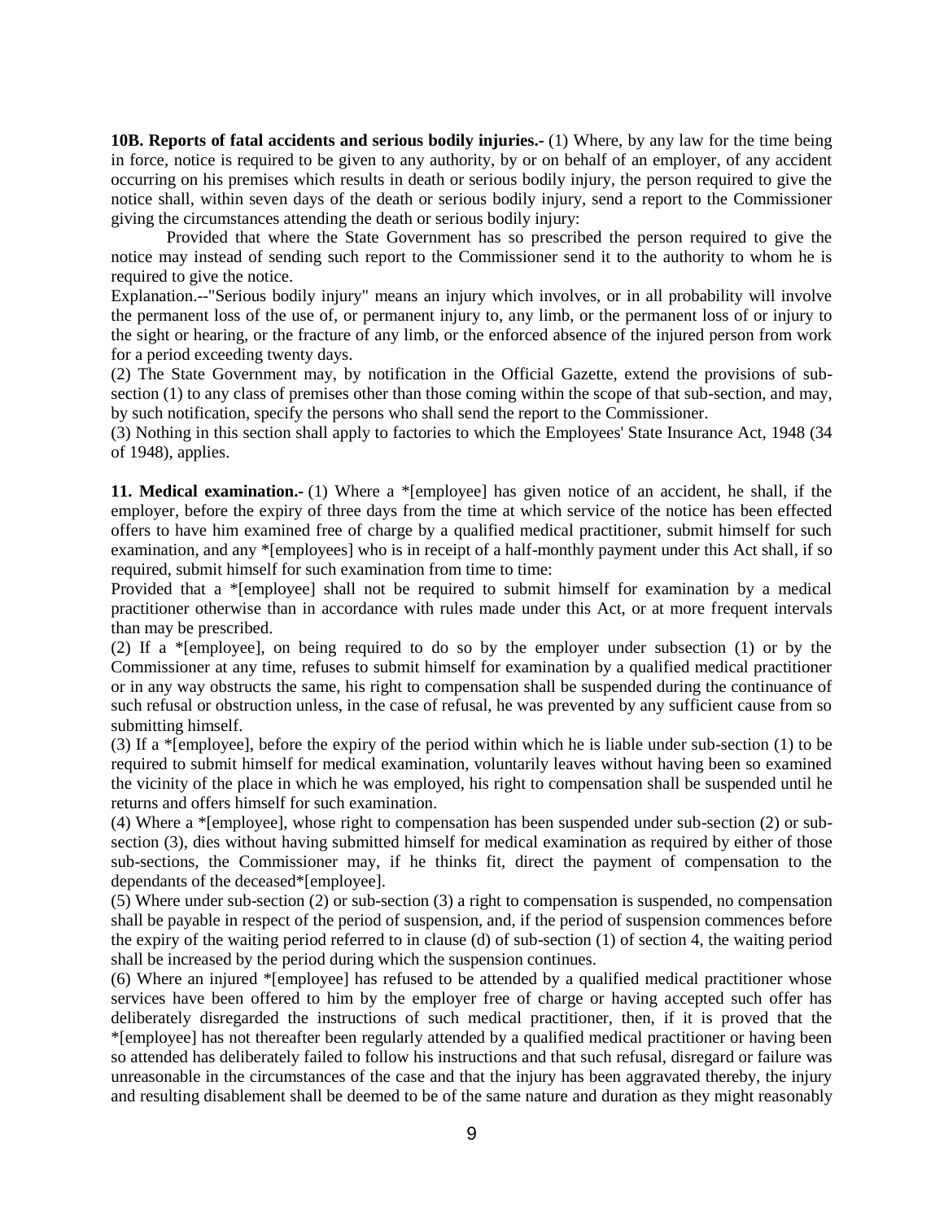**10B. Reports of fatal accidents and serious bodily injuries.-** (1) Where, by any law for the time being in force, notice is required to be given to any authority, by or on behalf of an employer, of any accident occurring on his premises which results in death or serious bodily injury, the person required to give the notice shall, within seven days of the death or serious bodily injury, send a report to the Commissioner giving the circumstances attending the death or serious bodily injury:

Provided that where the State Government has so prescribed the person required to give the notice may instead of sending such report to the Commissioner send it to the authority to whom he is required to give the notice.

Explanation.--"Serious bodily injury" means an injury which involves, or in all probability will involve the permanent loss of the use of, or permanent injury to, any limb, or the permanent loss of or injury to the sight or hearing, or the fracture of any limb, or the enforced absence of the injured person from work for a period exceeding twenty days.

(2) The State Government may, by notification in the Official Gazette, extend the provisions of sub-section (1) to any class of premises other than those coming within the scope of that sub-section, and may, by such notification, specify the persons who shall send the report to the Commissioner.

(3) Nothing in this section shall apply to factories to which the Employees' State Insurance Act, 1948 (34 of 1948), applies.

**11. Medical examination.-** (1) Where a *[employee] has given notice of an accident, he shall, if the employer, before the expiry of three days from the time at which service of the notice has been effected offers to have him examined free of charge by a qualified medical practitioner, submit himself for such examination, and any *[employees] who is in receipt of a half-monthly payment under this Act shall, if so required, submit himself for such examination from time to time:

Provided that a *[employee] shall not be required to submit himself for examination by a medical practitioner otherwise than in accordance with rules made under this Act, or at more frequent intervals than may be prescribed.

(2) If a *[employee], on being required to do so by the employer under subsection (1) or by the Commissioner at any time, refuses to submit himself for examination by a qualified medical practitioner or in any way obstructs the same, his right to compensation shall be suspended during the continuance of such refusal or obstruction unless, in the case of refusal, he was prevented by any sufficient cause from so submitting himself.

(3) If a *[employee], before the expiry of the period within which he is liable under sub-section (1) to be required to submit himself for medical examination, voluntarily leaves without having been so examined the vicinity of the place in which he was employed, his right to compensation shall be suspended until he returns and offers himself for such examination.

(4) Where a *[employee], whose right to compensation has been suspended under sub-section (2) or sub-section (3), dies without having submitted himself for medical examination as required by either of those sub-sections, the Commissioner may, if he thinks fit, direct the payment of compensation to the dependants of the deceased*[employee].

(5) Where under sub-section (2) or sub-section (3) a right to compensation is suspended, no compensation shall be payable in respect of the period of suspension, and, if the period of suspension commences before the expiry of the waiting period referred to in clause (d) of sub-section (1) of section 4, the waiting period shall be increased by the period during which the suspension continues.

(6) Where an injured *[employee] has refused to be attended by a qualified medical practitioner whose services have been offered to him by the employer free of charge or having accepted such offer has deliberately disregarded the instructions of such medical practitioner, then, if it is proved that the *[employee] has not thereafter been regularly attended by a qualified medical practitioner or having been so attended has deliberately failed to follow his instructions and that such refusal, disregard or failure was unreasonable in the circumstances of the case and that the injury has been aggravated thereby, the injury and resulting disablement shall be deemed to be of the same nature and duration as they might reasonably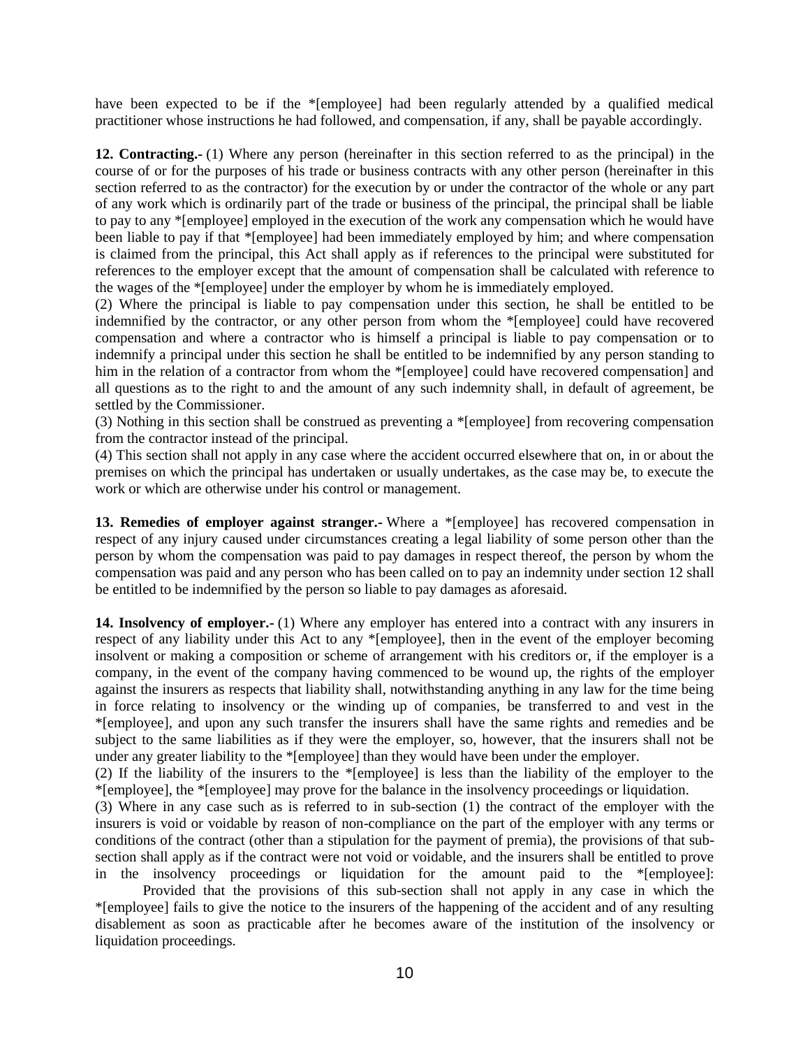have been expected to be if the *[employee] had been regularly attended by a qualified medical practitioner whose instructions he had followed, and compensation, if any, shall be payable accordingly.

**12. Contracting.-** (1) Where any person (hereinafter in this section referred to as the principal) in the course of or for the purposes of his trade or business contracts with any other person (hereinafter in this section referred to as the contractor) for the execution by or under the contractor of the whole or any part of any work which is ordinarily part of the trade or business of the principal, the principal shall be liable to pay to any *[employee] employed in the execution of the work any compensation which he would have been liable to pay if that *[employee] had been immediately employed by him; and where compensation is claimed from the principal, this Act shall apply as if references to the principal were substituted for references to the employer except that the amount of compensation shall be calculated with reference to the wages of the *[employee] under the employer by whom he is immediately employed.

(2) Where the principal is liable to pay compensation under this section, he shall be entitled to be indemnified by the contractor, or any other person from whom the *[employee] could have recovered compensation and where a contractor who is himself a principal is liable to pay compensation or to indemnify a principal under this section he shall be entitled to be indemnified by any person standing to him in the relation of a contractor from whom the *[employee] could have recovered compensation] and all questions as to the right to and the amount of any such indemnity shall, in default of agreement, be settled by the Commissioner.

(3) Nothing in this section shall be construed as preventing a *[employee] from recovering compensation from the contractor instead of the principal.

(4) This section shall not apply in any case where the accident occurred elsewhere that on, in or about the premises on which the principal has undertaken or usually undertakes, as the case may be, to execute the work or which are otherwise under his control or management.

**13. Remedies of employer against stranger.-** Where a *[employee] has recovered compensation in respect of any injury caused under circumstances creating a legal liability of some person other than the person by whom the compensation was paid to pay damages in respect thereof, the person by whom the compensation was paid and any person who has been called on to pay an indemnity under section 12 shall be entitled to be indemnified by the person so liable to pay damages as aforesaid.

**14. Insolvency of employer.-** (1) Where any employer has entered into a contract with any insurers in respect of any liability under this Act to any *[employee], then in the event of the employer becoming insolvent or making a composition or scheme of arrangement with his creditors or, if the employer is a company, in the event of the company having commenced to be wound up, the rights of the employer against the insurers as respects that liability shall, notwithstanding anything in any law for the time being in force relating to insolvency or the winding up of companies, be transferred to and vest in the *[employee], and upon any such transfer the insurers shall have the same rights and remedies and be subject to the same liabilities as if they were the employer, so, however, that the insurers shall not be under any greater liability to the *[employee] than they would have been under the employer.

(2) If the liability of the insurers to the *[employee] is less than the liability of the employer to the *[employee], the *[employee] may prove for the balance in the insolvency proceedings or liquidation.

(3) Where in any case such as is referred to in sub-section (1) the contract of the employer with the insurers is void or voidable by reason of non-compliance on the part of the employer with any terms or conditions of the contract (other than a stipulation for the payment of premia), the provisions of that sub-section shall apply as if the contract were not void or voidable, and the insurers shall be entitled to prove in the insolvency proceedings or liquidation for the amount paid to the *[employee]:

Provided that the provisions of this sub-section shall not apply in any case in which the *[employee] fails to give the notice to the insurers of the happening of the accident and of any resulting disablement as soon as practicable after he becomes aware of the institution of the insolvency or liquidation proceedings.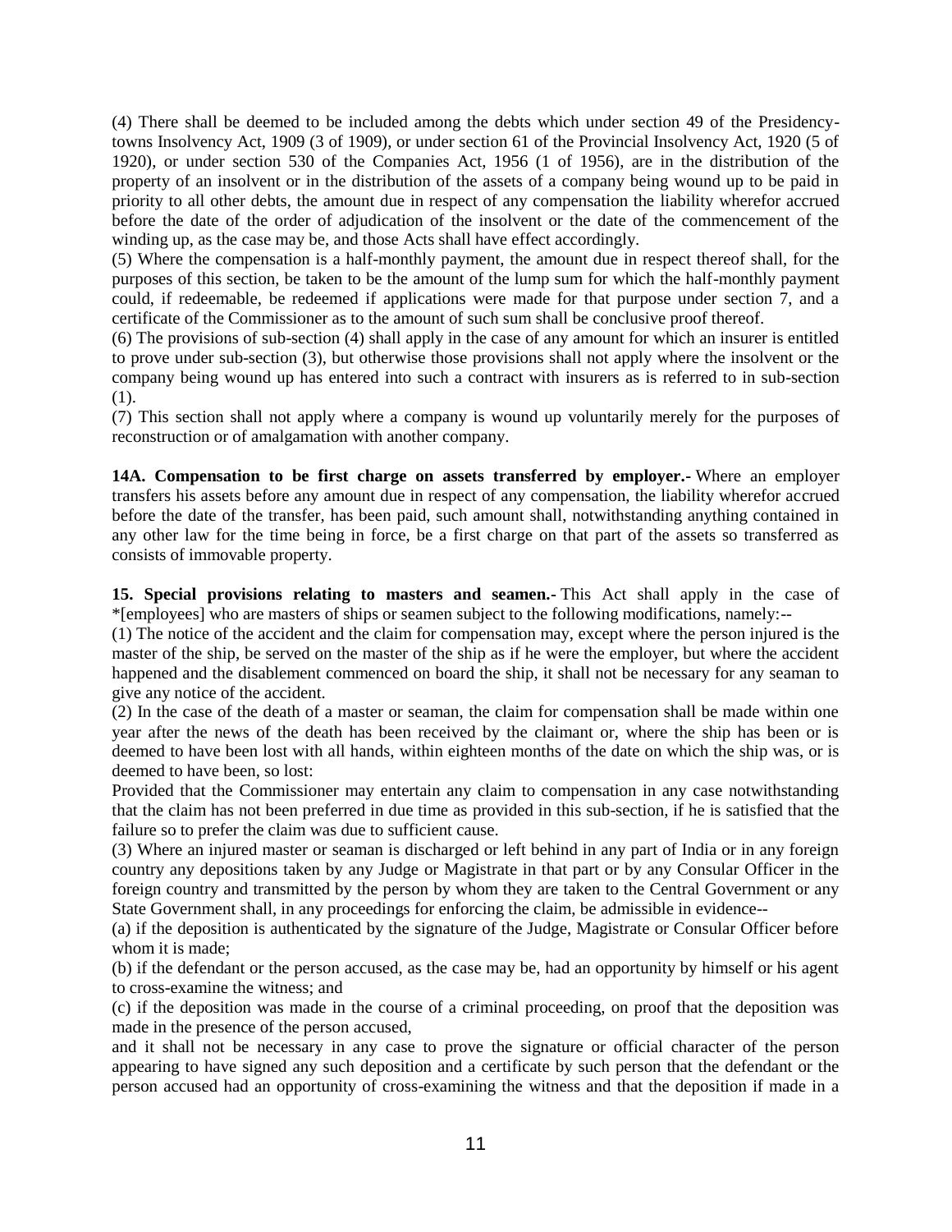(4) There shall be deemed to be included among the debts which under section 49 of the Presidency-towns Insolvency Act, 1909 (3 of 1909), or under section 61 of the Provincial Insolvency Act, 1920 (5 of 1920), or under section 530 of the Companies Act, 1956 (1 of 1956), are in the distribution of the property of an insolvent or in the distribution of the assets of a company being wound up to be paid in priority to all other debts, the amount due in respect of any compensation the liability wherefor accrued before the date of the order of adjudication of the insolvent or the date of the commencement of the winding up, as the case may be, and those Acts shall have effect accordingly.

(5) Where the compensation is a half-monthly payment, the amount due in respect thereof shall, for the purposes of this section, be taken to be the amount of the lump sum for which the half-monthly payment could, if redeemable, be redeemed if applications were made for that purpose under section 7, and a certificate of the Commissioner as to the amount of such sum shall be conclusive proof thereof.

(6) The provisions of sub-section (4) shall apply in the case of any amount for which an insurer is entitled to prove under sub-section (3), but otherwise those provisions shall not apply where the insolvent or the company being wound up has entered into such a contract with insurers as is referred to in sub-section (1).

(7) This section shall not apply where a company is wound up voluntarily merely for the purposes of reconstruction or of amalgamation with another company.

**14A. Compensation to be first charge on assets transferred by employer.-** Where an employer transfers his assets before any amount due in respect of any compensation, the liability wherefor accrued before the date of the transfer, has been paid, such amount shall, notwithstanding anything contained in any other law for the time being in force, be a first charge on that part of the assets so transferred as consists of immovable property.

**15. Special provisions relating to masters and seamen.-** This Act shall apply in the case of *[employees] who are masters of ships or seamen subject to the following modifications, namely:--

(1) The notice of the accident and the claim for compensation may, except where the person injured is the master of the ship, be served on the master of the ship as if he were the employer, but where the accident happened and the disablement commenced on board the ship, it shall not be necessary for any seaman to give any notice of the accident.

(2) In the case of the death of a master or seaman, the claim for compensation shall be made within one year after the news of the death has been received by the claimant or, where the ship has been or is deemed to have been lost with all hands, within eighteen months of the date on which the ship was, or is deemed to have been, so lost:

Provided that the Commissioner may entertain any claim to compensation in any case notwithstanding that the claim has not been preferred in due time as provided in this sub-section, if he is satisfied that the failure so to prefer the claim was due to sufficient cause.

(3) Where an injured master or seaman is discharged or left behind in any part of India or in any foreign country any depositions taken by any Judge or Magistrate in that part or by any Consular Officer in the foreign country and transmitted by the person by whom they are taken to the Central Government or any State Government shall, in any proceedings for enforcing the claim, be admissible in evidence--

(a) if the deposition is authenticated by the signature of the Judge, Magistrate or Consular Officer before whom it is made;

(b) if the defendant or the person accused, as the case may be, had an opportunity by himself or his agent to cross-examine the witness; and

(c) if the deposition was made in the course of a criminal proceeding, on proof that the deposition was made in the presence of the person accused,

and it shall not be necessary in any case to prove the signature or official character of the person appearing to have signed any such deposition and a certificate by such person that the defendant or the person accused had an opportunity of cross-examining the witness and that the deposition if made in a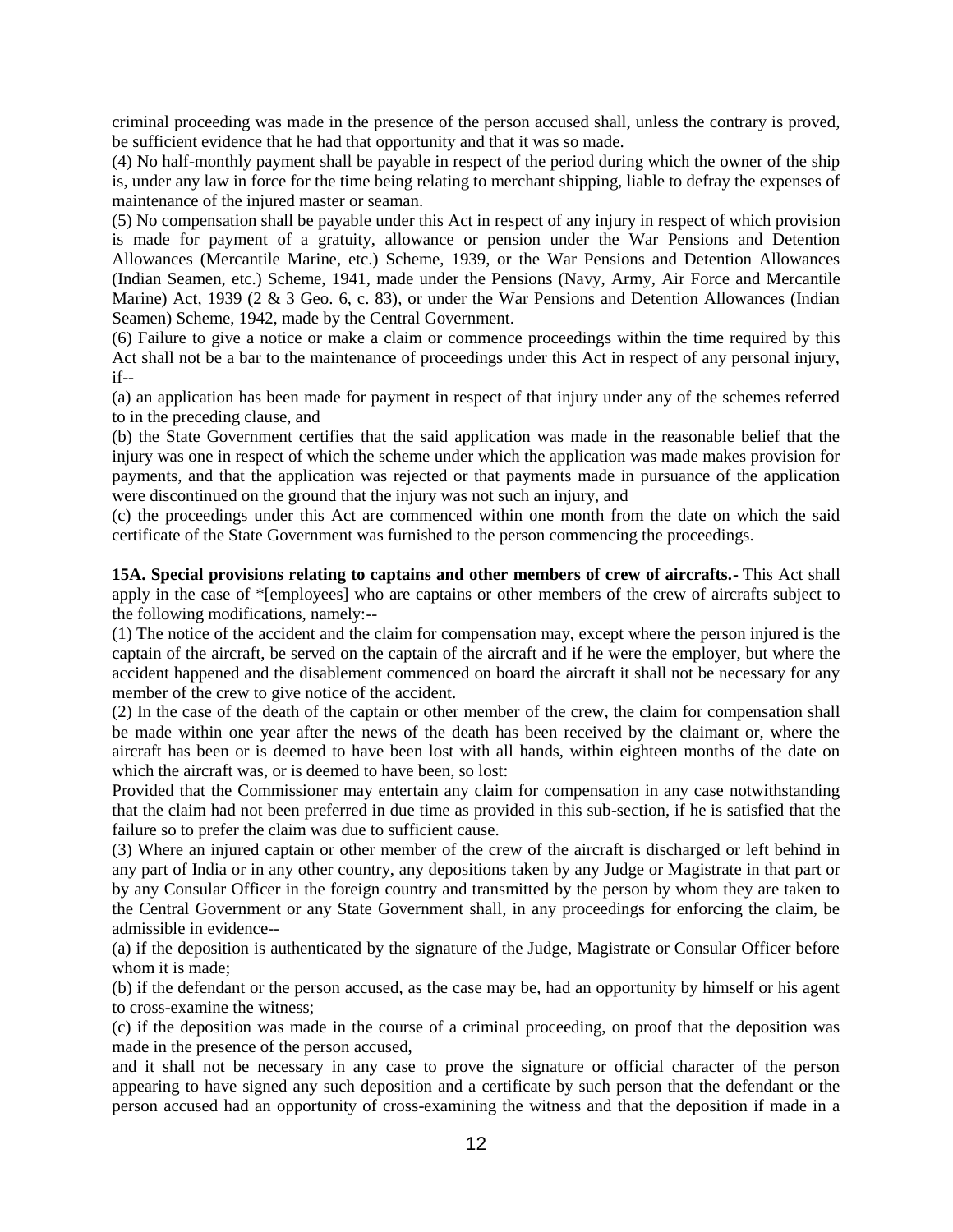criminal proceeding was made in the presence of the person accused shall, unless the contrary is proved, be sufficient evidence that he had that opportunity and that it was so made.

(4) No half-monthly payment shall be payable in respect of the period during which the owner of the ship is, under any law in force for the time being relating to merchant shipping, liable to defray the expenses of maintenance of the injured master or seaman.

(5) No compensation shall be payable under this Act in respect of any injury in respect of which provision is made for payment of a gratuity, allowance or pension under the War Pensions and Detention Allowances (Mercantile Marine, etc.) Scheme, 1939, or the War Pensions and Detention Allowances (Indian Seamen, etc.) Scheme, 1941, made under the Pensions (Navy, Army, Air Force and Mercantile Marine) Act, 1939 (2 & 3 Geo. 6, c. 83), or under the War Pensions and Detention Allowances (Indian Seamen) Scheme, 1942, made by the Central Government.

(6) Failure to give a notice or make a claim or commence proceedings within the time required by this Act shall not be a bar to the maintenance of proceedings under this Act in respect of any personal injury, if--

(a) an application has been made for payment in respect of that injury under any of the schemes referred to in the preceding clause, and

(b) the State Government certifies that the said application was made in the reasonable belief that the injury was one in respect of which the scheme under which the application was made makes provision for payments, and that the application was rejected or that payments made in pursuance of the application were discontinued on the ground that the injury was not such an injury, and

(c) the proceedings under this Act are commenced within one month from the date on which the said certificate of the State Government was furnished to the person commencing the proceedings.

**15A. Special provisions relating to captains and other members of crew of aircrafts.-** This Act shall apply in the case of *[employees] who are captains or other members of the crew of aircrafts subject to the following modifications, namely:--

(1) The notice of the accident and the claim for compensation may, except where the person injured is the captain of the aircraft, be served on the captain of the aircraft and if he were the employer, but where the accident happened and the disablement commenced on board the aircraft it shall not be necessary for any member of the crew to give notice of the accident.

(2) In the case of the death of the captain or other member of the crew, the claim for compensation shall be made within one year after the news of the death has been received by the claimant or, where the aircraft has been or is deemed to have been lost with all hands, within eighteen months of the date on which the aircraft was, or is deemed to have been, so lost:

Provided that the Commissioner may entertain any claim for compensation in any case notwithstanding that the claim had not been preferred in due time as provided in this sub-section, if he is satisfied that the failure so to prefer the claim was due to sufficient cause.

(3) Where an injured captain or other member of the crew of the aircraft is discharged or left behind in any part of India or in any other country, any depositions taken by any Judge or Magistrate in that part or by any Consular Officer in the foreign country and transmitted by the person by whom they are taken to the Central Government or any State Government shall, in any proceedings for enforcing the claim, be admissible in evidence--

(a) if the deposition is authenticated by the signature of the Judge, Magistrate or Consular Officer before whom it is made;

(b) if the defendant or the person accused, as the case may be, had an opportunity by himself or his agent to cross-examine the witness;

(c) if the deposition was made in the course of a criminal proceeding, on proof that the deposition was made in the presence of the person accused,

and it shall not be necessary in any case to prove the signature or official character of the person appearing to have signed any such deposition and a certificate by such person that the defendant or the person accused had an opportunity of cross-examining the witness and that the deposition if made in a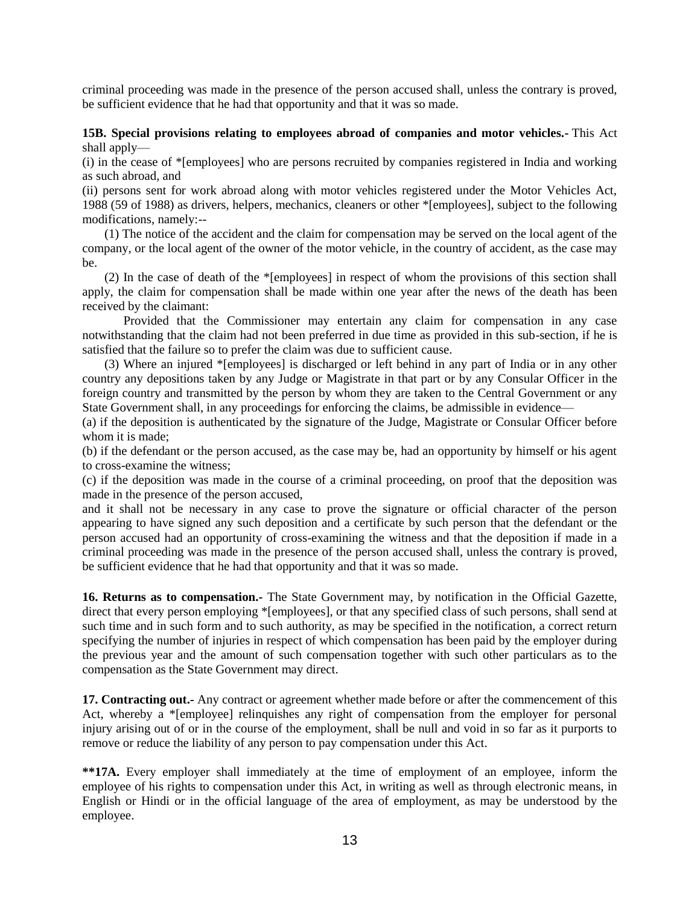criminal proceeding was made in the presence of the person accused shall, unless the contrary is proved, be sufficient evidence that he had that opportunity and that it was so made.

**15B. Special provisions relating to employees abroad of companies and motor vehicles.-** This Act shall apply—

(i) in the cease of *[employees] who are persons recruited by companies registered in India and working as such abroad, and

(ii) persons sent for work abroad along with motor vehicles registered under the Motor Vehicles Act, 1988 (59 of 1988) as drivers, helpers, mechanics, cleaners or other *[employees], subject to the following modifications, namely:--

(1) The notice of the accident and the claim for compensation may be served on the local agent of the company, or the local agent of the owner of the motor vehicle, in the country of accident, as the case may be.

(2) In the case of death of the *[employees] in respect of whom the provisions of this section shall apply, the claim for compensation shall be made within one year after the news of the death has been received by the claimant:

Provided that the Commissioner may entertain any claim for compensation in any case notwithstanding that the claim had not been preferred in due time as provided in this sub-section, if he is satisfied that the failure so to prefer the claim was due to sufficient cause.

(3) Where an injured *[employees] is discharged or left behind in any part of India or in any other country any depositions taken by any Judge or Magistrate in that part or by any Consular Officer in the foreign country and transmitted by the person by whom they are taken to the Central Government or any State Government shall, in any proceedings for enforcing the claims, be admissible in evidence—

(a) if the deposition is authenticated by the signature of the Judge, Magistrate or Consular Officer before whom it is made;

(b) if the defendant or the person accused, as the case may be, had an opportunity by himself or his agent to cross-examine the witness;

(c) if the deposition was made in the course of a criminal proceeding, on proof that the deposition was made in the presence of the person accused,

and it shall not be necessary in any case to prove the signature or official character of the person appearing to have signed any such deposition and a certificate by such person that the defendant or the person accused had an opportunity of cross-examining the witness and that the deposition if made in a criminal proceeding was made in the presence of the person accused shall, unless the contrary is proved, be sufficient evidence that he had that opportunity and that it was so made.

**16. Returns as to compensation.-** The State Government may, by notification in the Official Gazette, direct that every person employing *[employees], or that any specified class of such persons, shall send at such time and in such form and to such authority, as may be specified in the notification, a correct return specifying the number of injuries in respect of which compensation has been paid by the employer during the previous year and the amount of such compensation together with such other particulars as to the compensation as the State Government may direct.

**17. Contracting out.-** Any contract or agreement whether made before or after the commencement of this Act, whereby a *[employee] relinquishes any right of compensation from the employer for personal injury arising out of or in the course of the employment, shall be null and void in so far as it purports to remove or reduce the liability of any person to pay compensation under this Act.

****17A.** Every employer shall immediately at the time of employment of an employee, inform the employee of his rights to compensation under this Act, in writing as well as through electronic means, in English or Hindi or in the official language of the area of employment, as may be understood by the employee.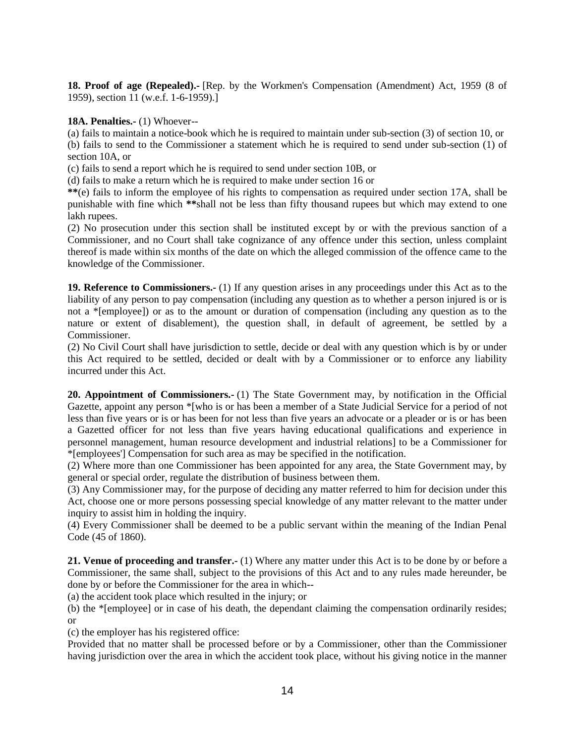**18. Proof of age (Repealed).-** [Rep. by the Workmen's Compensation (Amendment) Act, 1959 (8 of 1959), section 11 (w.e.f. 1-6-1959).]

**18A. Penalties.-** (1) Whoever--

(a) fails to maintain a notice-book which he is required to maintain under sub-section (3) of section 10, or

(b) fails to send to the Commissioner a statement which he is required to send under sub-section (1) of section 10A, or

(c) fails to send a report which he is required to send under section 10B, or

(d) fails to make a return which he is required to make under section 16 or

**(e) fails to inform the employee of his rights to compensation as required under section 17A, shall be punishable with fine which **shall not be less than fifty thousand rupees but which may extend to one lakh rupees.

(2) No prosecution under this section shall be instituted except by or with the previous sanction of a Commissioner, and no Court shall take cognizance of any offence under this section, unless complaint thereof is made within six months of the date on which the alleged commission of the offence came to the knowledge of the Commissioner.

**19. Reference to Commissioners.-** (1) If any question arises in any proceedings under this Act as to the liability of any person to pay compensation (including any question as to whether a person injured is or is not a *[employee]) or as to the amount or duration of compensation (including any question as to the nature or extent of disablement), the question shall, in default of agreement, be settled by a Commissioner.

(2) No Civil Court shall have jurisdiction to settle, decide or deal with any question which is by or under this Act required to be settled, decided or dealt with by a Commissioner or to enforce any liability incurred under this Act.

**20. Appointment of Commissioners.-** (1) The State Government may, by notification in the Official Gazette, appoint any person *[who is or has been a member of a State Judicial Service for a period of not less than five years or is or has been for not less than five years an advocate or a pleader or is or has been a Gazetted officer for not less than five years having educational qualifications and experience in personnel management, human resource development and industrial relations] to be a Commissioner for *[employees'] Compensation for such area as may be specified in the notification.

(2) Where more than one Commissioner has been appointed for any area, the State Government may, by general or special order, regulate the distribution of business between them.

(3) Any Commissioner may, for the purpose of deciding any matter referred to him for decision under this Act, choose one or more persons possessing special knowledge of any matter relevant to the matter under inquiry to assist him in holding the inquiry.

(4) Every Commissioner shall be deemed to be a public servant within the meaning of the Indian Penal Code (45 of 1860).

**21. Venue of proceeding and transfer.-** (1) Where any matter under this Act is to be done by or before a Commissioner, the same shall, subject to the provisions of this Act and to any rules made hereunder, be done by or before the Commissioner for the area in which--

(a) the accident took place which resulted in the injury; or

(b) the *[employee] or in case of his death, the dependant claiming the compensation ordinarily resides; or

(c) the employer has his registered office:

Provided that no matter shall be processed before or by a Commissioner, other than the Commissioner having jurisdiction over the area in which the accident took place, without his giving notice in the manner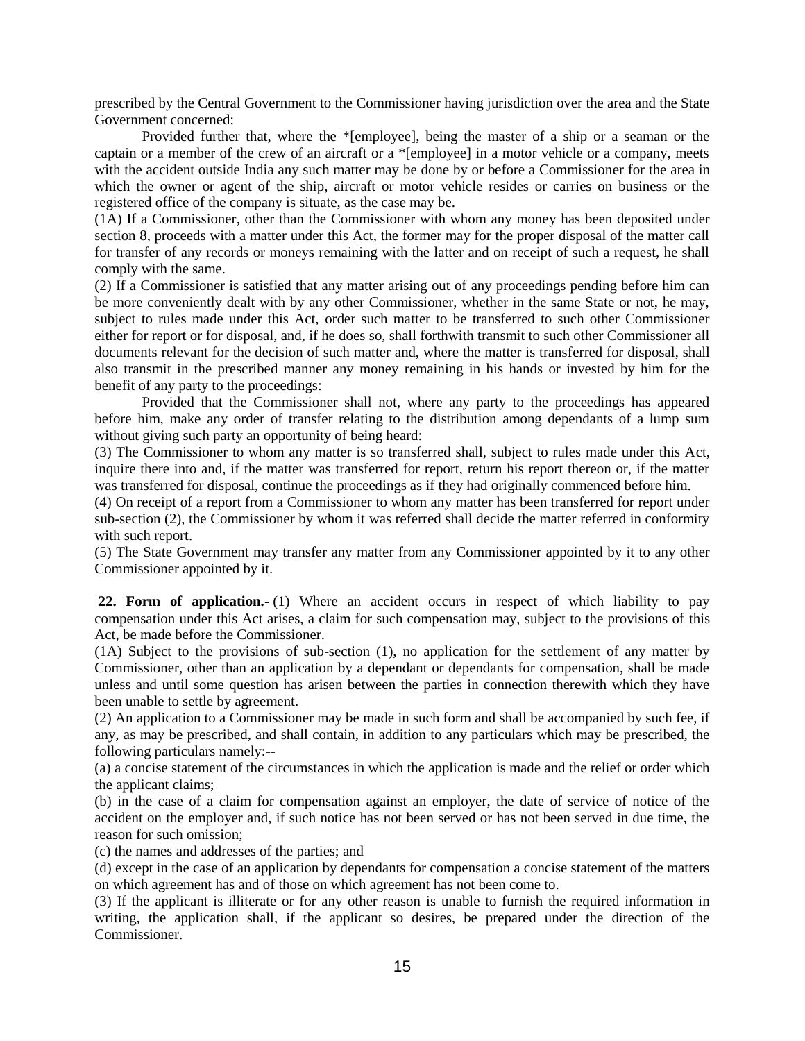prescribed by the Central Government to the Commissioner having jurisdiction over the area and the State Government concerned:

Provided further that, where the *[employee], being the master of a ship or a seaman or the captain or a member of the crew of an aircraft or a *[employee] in a motor vehicle or a company, meets with the accident outside India any such matter may be done by or before a Commissioner for the area in which the owner or agent of the ship, aircraft or motor vehicle resides or carries on business or the registered office of the company is situate, as the case may be.

(1A) If a Commissioner, other than the Commissioner with whom any money has been deposited under section 8, proceeds with a matter under this Act, the former may for the proper disposal of the matter call for transfer of any records or moneys remaining with the latter and on receipt of such a request, he shall comply with the same.

(2) If a Commissioner is satisfied that any matter arising out of any proceedings pending before him can be more conveniently dealt with by any other Commissioner, whether in the same State or not, he may, subject to rules made under this Act, order such matter to be transferred to such other Commissioner either for report or for disposal, and, if he does so, shall forthwith transmit to such other Commissioner all documents relevant for the decision of such matter and, where the matter is transferred for disposal, shall also transmit in the prescribed manner any money remaining in his hands or invested by him for the benefit of any party to the proceedings:

Provided that the Commissioner shall not, where any party to the proceedings has appeared before him, make any order of transfer relating to the distribution among dependants of a lump sum without giving such party an opportunity of being heard:

(3) The Commissioner to whom any matter is so transferred shall, subject to rules made under this Act, inquire there into and, if the matter was transferred for report, return his report thereon or, if the matter was transferred for disposal, continue the proceedings as if they had originally commenced before him.

(4) On receipt of a report from a Commissioner to whom any matter has been transferred for report under sub-section (2), the Commissioner by whom it was referred shall decide the matter referred in conformity with such report.

(5) The State Government may transfer any matter from any Commissioner appointed by it to any other Commissioner appointed by it.

**22. Form of application.-** (1) Where an accident occurs in respect of which liability to pay compensation under this Act arises, a claim for such compensation may, subject to the provisions of this Act, be made before the Commissioner.

(1A) Subject to the provisions of sub-section (1), no application for the settlement of any matter by Commissioner, other than an application by a dependant or dependants for compensation, shall be made unless and until some question has arisen between the parties in connection therewith which they have been unable to settle by agreement.

(2) An application to a Commissioner may be made in such form and shall be accompanied by such fee, if any, as may be prescribed, and shall contain, in addition to any particulars which may be prescribed, the following particulars namely:--

(a) a concise statement of the circumstances in which the application is made and the relief or order which the applicant claims;

(b) in the case of a claim for compensation against an employer, the date of service of notice of the accident on the employer and, if such notice has not been served or has not been served in due time, the reason for such omission;

(c) the names and addresses of the parties; and

(d) except in the case of an application by dependants for compensation a concise statement of the matters on which agreement has and of those on which agreement has not been come to.

(3) If the applicant is illiterate or for any other reason is unable to furnish the required information in writing, the application shall, if the applicant so desires, be prepared under the direction of the Commissioner.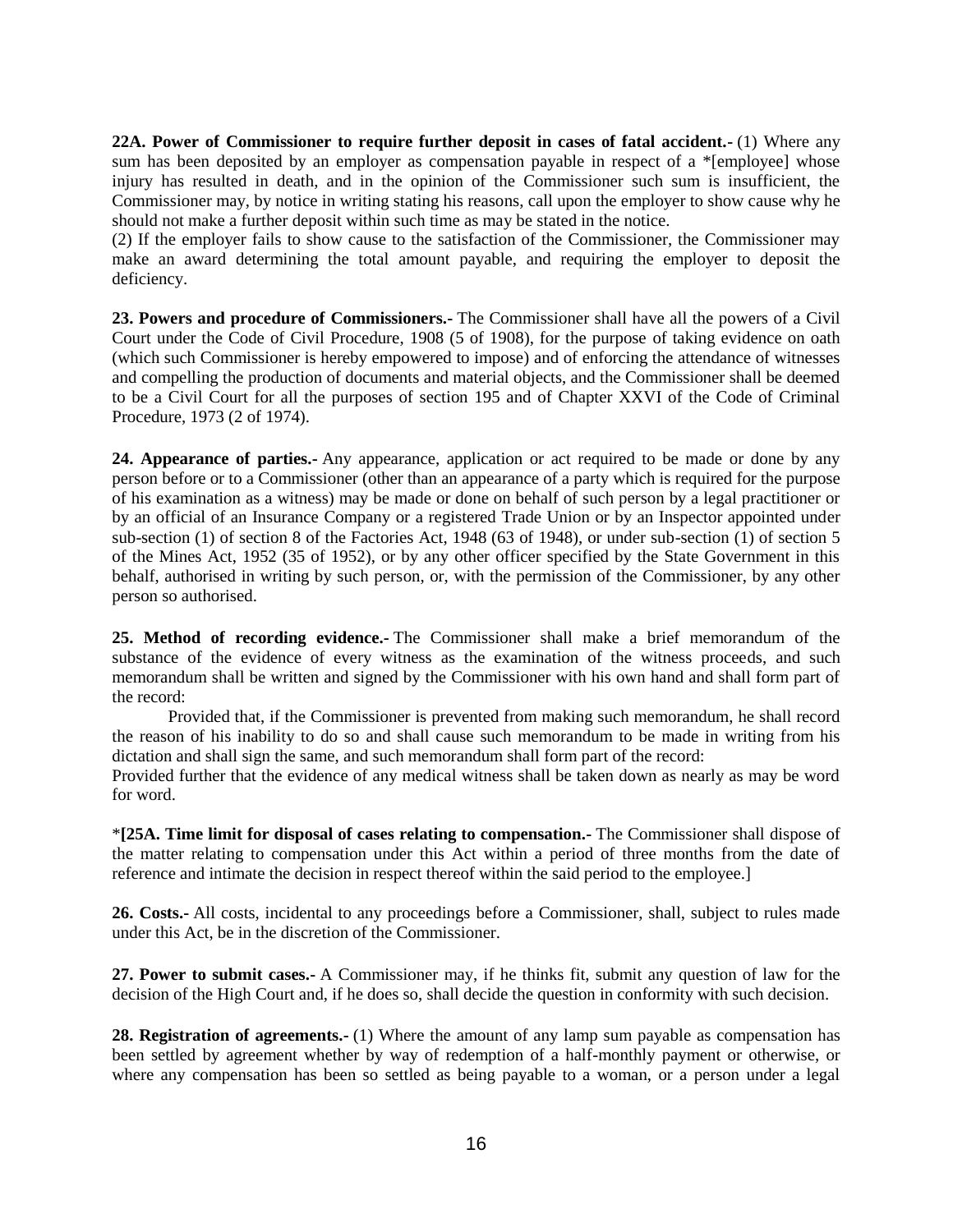**22A. Power of Commissioner to require further deposit in cases of fatal accident.-** (1) Where any sum has been deposited by an employer as compensation payable in respect of a *[employee] whose injury has resulted in death, and in the opinion of the Commissioner such sum is insufficient, the Commissioner may, by notice in writing stating his reasons, call upon the employer to show cause why he should not make a further deposit within such time as may be stated in the notice.

(2) If the employer fails to show cause to the satisfaction of the Commissioner, the Commissioner may make an award determining the total amount payable, and requiring the employer to deposit the deficiency.

**23. Powers and procedure of Commissioners.-** The Commissioner shall have all the powers of a Civil Court under the Code of Civil Procedure, 1908 (5 of 1908), for the purpose of taking evidence on oath (which such Commissioner is hereby empowered to impose) and of enforcing the attendance of witnesses and compelling the production of documents and material objects, and the Commissioner shall be deemed to be a Civil Court for all the purposes of section 195 and of Chapter XXVI of the Code of Criminal Procedure, 1973 (2 of 1974).

**24. Appearance of parties.-** Any appearance, application or act required to be made or done by any person before or to a Commissioner (other than an appearance of a party which is required for the purpose of his examination as a witness) may be made or done on behalf of such person by a legal practitioner or by an official of an Insurance Company or a registered Trade Union or by an Inspector appointed under sub-section (1) of section 8 of the Factories Act, 1948 (63 of 1948), or under sub-section (1) of section 5 of the Mines Act, 1952 (35 of 1952), or by any other officer specified by the State Government in this behalf, authorised in writing by such person, or, with the permission of the Commissioner, by any other person so authorised.

**25. Method of recording evidence.-** The Commissioner shall make a brief memorandum of the substance of the evidence of every witness as the examination of the witness proceeds, and such memorandum shall be written and signed by the Commissioner with his own hand and shall form part of the record:

Provided that, if the Commissioner is prevented from making such memorandum, he shall record the reason of his inability to do so and shall cause such memorandum to be made in writing from his dictation and shall sign the same, and such memorandum shall form part of the record:

Provided further that the evidence of any medical witness shall be taken down as nearly as may be word for word.

*[**25A. Time limit for disposal of cases relating to compensation.-** The Commissioner shall dispose of the matter relating to compensation under this Act within a period of three months from the date of reference and intimate the decision in respect thereof within the said period to the employee.]

**26. Costs.-** All costs, incidental to any proceedings before a Commissioner, shall, subject to rules made under this Act, be in the discretion of the Commissioner.

**27. Power to submit cases.-** A Commissioner may, if he thinks fit, submit any question of law for the decision of the High Court and, if he does so, shall decide the question in conformity with such decision.

**28. Registration of agreements.-** (1) Where the amount of any lamp sum payable as compensation has been settled by agreement whether by way of redemption of a half-monthly payment or otherwise, or where any compensation has been so settled as being payable to a woman, or a person under a legal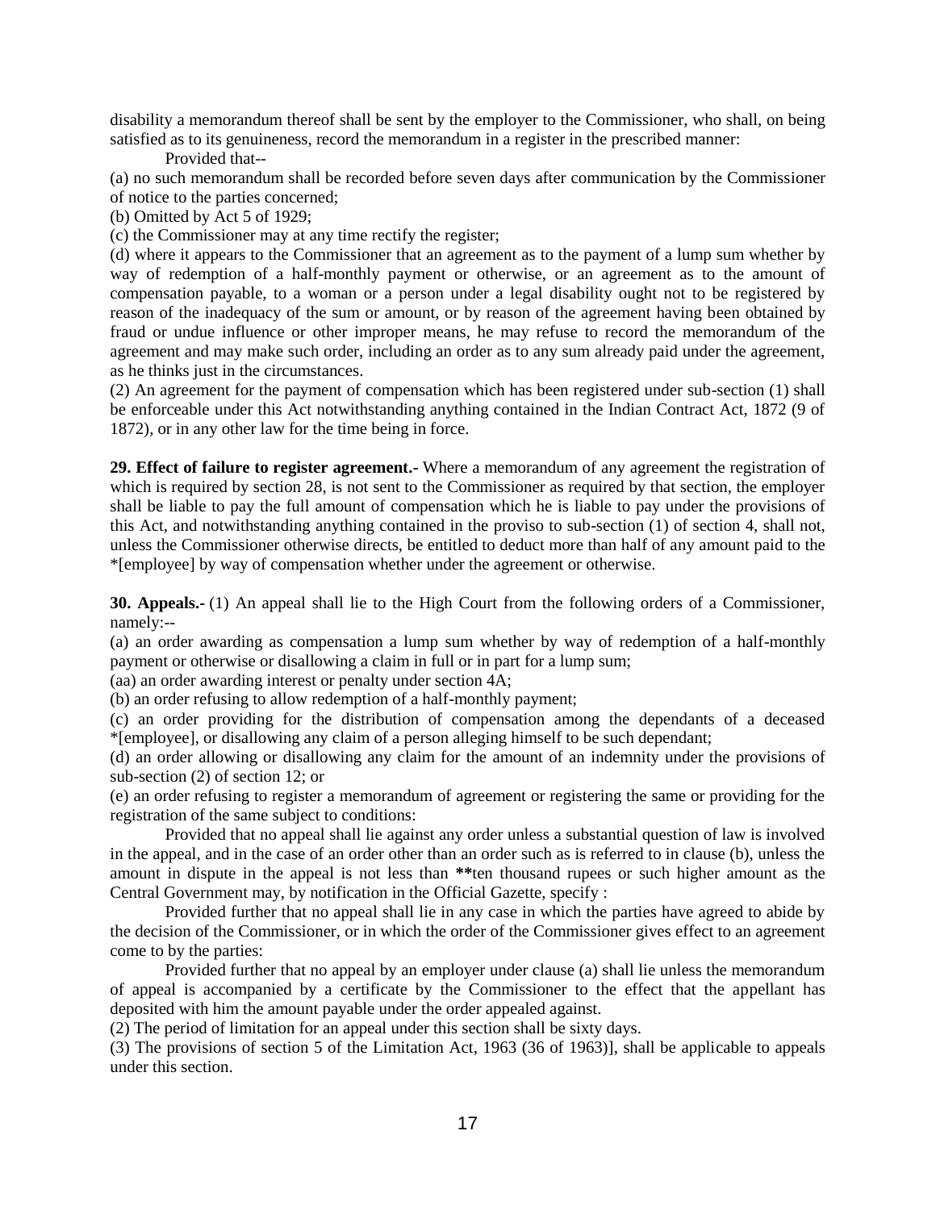disability a memorandum thereof shall be sent by the employer to the Commissioner, who shall, on being satisfied as to its genuineness, record the memorandum in a register in the prescribed manner:

Provided that--

(a) no such memorandum shall be recorded before seven days after communication by the Commissioner of notice to the parties concerned;

(b) Omitted by Act 5 of 1929;

(c) the Commissioner may at any time rectify the register;

(d) where it appears to the Commissioner that an agreement as to the payment of a lump sum whether by way of redemption of a half-monthly payment or otherwise, or an agreement as to the amount of compensation payable, to a woman or a person under a legal disability ought not to be registered by reason of the inadequacy of the sum or amount, or by reason of the agreement having been obtained by fraud or undue influence or other improper means, he may refuse to record the memorandum of the agreement and may make such order, including an order as to any sum already paid under the agreement, as he thinks just in the circumstances.

(2) An agreement for the payment of compensation which has been registered under sub-section (1) shall be enforceable under this Act notwithstanding anything contained in the Indian Contract Act, 1872 (9 of 1872), or in any other law for the time being in force.

**29. Effect of failure to register agreement.-** Where a memorandum of any agreement the registration of which is required by section 28, is not sent to the Commissioner as required by that section, the employer shall be liable to pay the full amount of compensation which he is liable to pay under the provisions of this Act, and notwithstanding anything contained in the proviso to sub-section (1) of section 4, shall not, unless the Commissioner otherwise directs, be entitled to deduct more than half of any amount paid to the *[employee] by way of compensation whether under the agreement or otherwise.

**30. Appeals.-** (1) An appeal shall lie to the High Court from the following orders of a Commissioner, namely:--

(a) an order awarding as compensation a lump sum whether by way of redemption of a half-monthly payment or otherwise or disallowing a claim in full or in part for a lump sum;

(aa) an order awarding interest or penalty under section 4A;

(b) an order refusing to allow redemption of a half-monthly payment;

(c) an order providing for the distribution of compensation among the dependants of a deceased *[employee], or disallowing any claim of a person alleging himself to be such dependant;

(d) an order allowing or disallowing any claim for the amount of an indemnity under the provisions of sub-section (2) of section 12; or

(e) an order refusing to register a memorandum of agreement or registering the same or providing for the registration of the same subject to conditions:

Provided that no appeal shall lie against any order unless a substantial question of law is involved in the appeal, and in the case of an order other than an order such as is referred to in clause (b), unless the amount in dispute in the appeal is not less than **ten thousand rupees or such higher amount as the Central Government may, by notification in the Official Gazette, specify :

Provided further that no appeal shall lie in any case in which the parties have agreed to abide by the decision of the Commissioner, or in which the order of the Commissioner gives effect to an agreement come to by the parties:

Provided further that no appeal by an employer under clause (a) shall lie unless the memorandum of appeal is accompanied by a certificate by the Commissioner to the effect that the appellant has deposited with him the amount payable under the order appealed against.

(2) The period of limitation for an appeal under this section shall be sixty days.

(3) The provisions of section 5 of the Limitation Act, 1963 (36 of 1963)], shall be applicable to appeals under this section.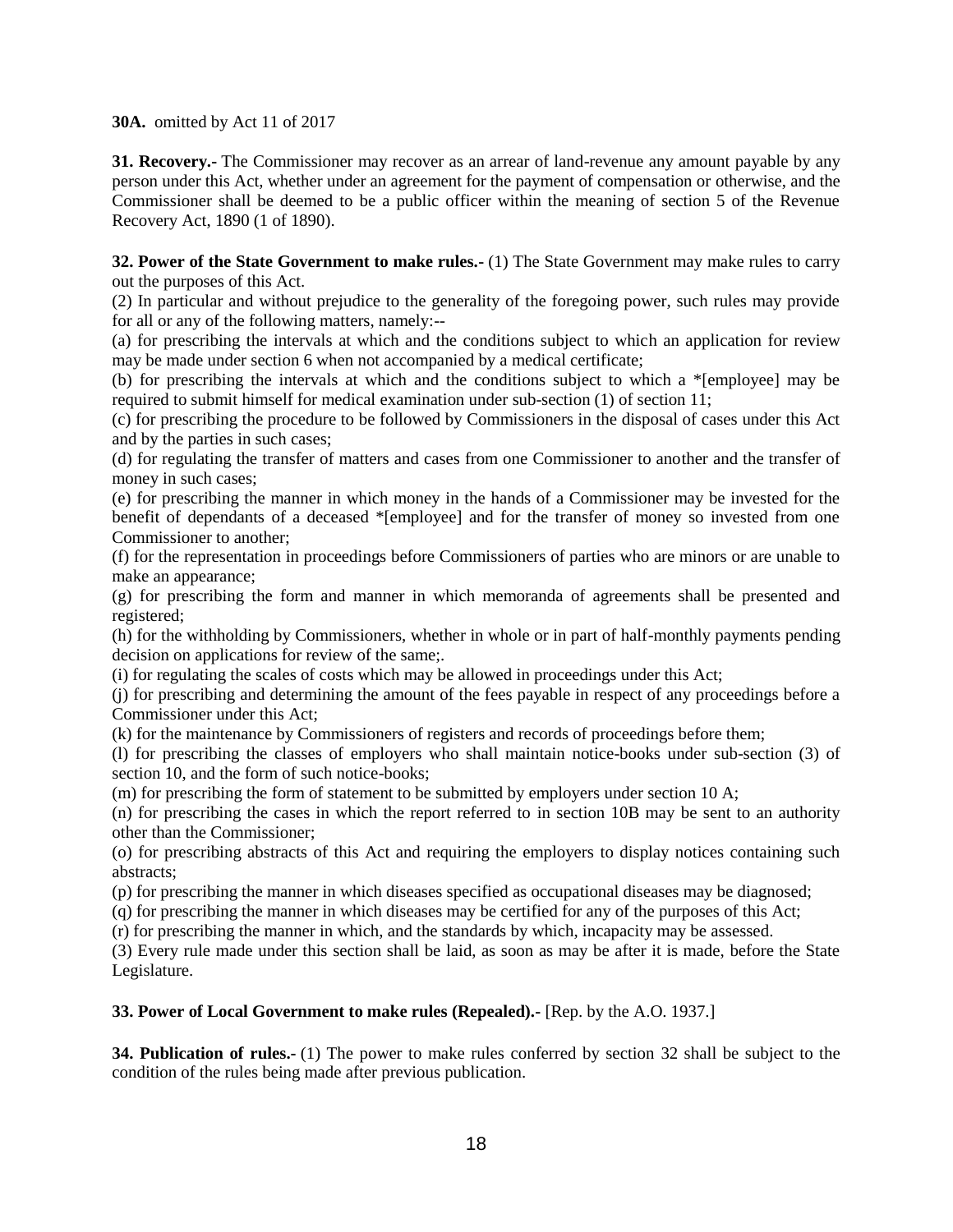**30A.** omitted by Act 11 of 2017

**31. Recovery.-** The Commissioner may recover as an arrear of land-revenue any amount payable by any person under this Act, whether under an agreement for the payment of compensation or otherwise, and the Commissioner shall be deemed to be a public officer within the meaning of section 5 of the Revenue Recovery Act, 1890 (1 of 1890).

**32. Power of the State Government to make rules.-** (1) The State Government may make rules to carry out the purposes of this Act.

(2) In particular and without prejudice to the generality of the foregoing power, such rules may provide for all or any of the following matters, namely:--

(a) for prescribing the intervals at which and the conditions subject to which an application for review may be made under section 6 when not accompanied by a medical certificate;

(b) for prescribing the intervals at which and the conditions subject to which a *[employee] may be required to submit himself for medical examination under sub-section (1) of section 11;

(c) for prescribing the procedure to be followed by Commissioners in the disposal of cases under this Act and by the parties in such cases;

(d) for regulating the transfer of matters and cases from one Commissioner to another and the transfer of money in such cases;

(e) for prescribing the manner in which money in the hands of a Commissioner may be invested for the benefit of dependants of a deceased *[employee] and for the transfer of money so invested from one Commissioner to another;

(f) for the representation in proceedings before Commissioners of parties who are minors or are unable to make an appearance;

(g) for prescribing the form and manner in which memoranda of agreements shall be presented and registered;

(h) for the withholding by Commissioners, whether in whole or in part of half-monthly payments pending decision on applications for review of the same;.

(i) for regulating the scales of costs which may be allowed in proceedings under this Act;

(j) for prescribing and determining the amount of the fees payable in respect of any proceedings before a Commissioner under this Act;

(k) for the maintenance by Commissioners of registers and records of proceedings before them;

(l) for prescribing the classes of employers who shall maintain notice-books under sub-section (3) of section 10, and the form of such notice-books;

(m) for prescribing the form of statement to be submitted by employers under section 10 A;

(n) for prescribing the cases in which the report referred to in section 10B may be sent to an authority other than the Commissioner;

(o) for prescribing abstracts of this Act and requiring the employers to display notices containing such abstracts;

(p) for prescribing the manner in which diseases specified as occupational diseases may be diagnosed;

(q) for prescribing the manner in which diseases may be certified for any of the purposes of this Act;

(r) for prescribing the manner in which, and the standards by which, incapacity may be assessed.

(3) Every rule made under this section shall be laid, as soon as may be after it is made, before the State Legislature.

**33. Power of Local Government to make rules (Repealed).-** [Rep. by the A.O. 1937.]

**34. Publication of rules.-** (1) The power to make rules conferred by section 32 shall be subject to the condition of the rules being made after previous publication.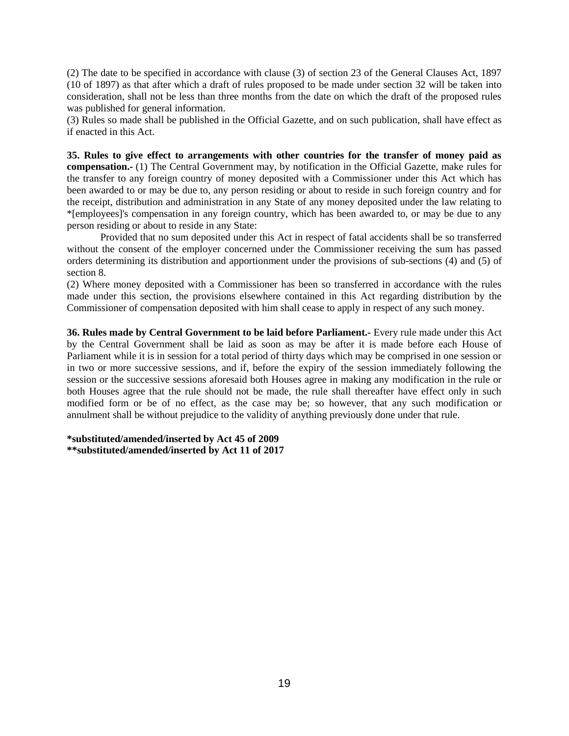(2) The date to be specified in accordance with clause (3) of section 23 of the General Clauses Act, 1897 (10 of 1897) as that after which a draft of rules proposed to be made under section 32 will be taken into consideration, shall not be less than three months from the date on which the draft of the proposed rules was published for general information.

(3) Rules so made shall be published in the Official Gazette, and on such publication, shall have effect as if enacted in this Act.

**35. Rules to give effect to arrangements with other countries for the transfer of money paid as compensation.-** (1) The Central Government may, by notification in the Official Gazette, make rules for the transfer to any foreign country of money deposited with a Commissioner under this Act which has been awarded to or may be due to, any person residing or about to reside in such foreign country and for the receipt, distribution and administration in any State of any money deposited under the law relating to *[employees]'s compensation in any foreign country, which has been awarded to, or may be due to any person residing or about to reside in any State:

Provided that no sum deposited under this Act in respect of fatal accidents shall be so transferred without the consent of the employer concerned under the Commissioner receiving the sum has passed orders determining its distribution and apportionment under the provisions of sub-sections (4) and (5) of section 8.

(2) Where money deposited with a Commissioner has been so transferred in accordance with the rules made under this section, the provisions elsewhere contained in this Act regarding distribution by the Commissioner of compensation deposited with him shall cease to apply in respect of any such money.

**36. Rules made by Central Government to be laid before Parliament.-** Every rule made under this Act by the Central Government shall be laid as soon as may be after it is made before each House of Parliament while it is in session for a total period of thirty days which may be comprised in one session or in two or more successive sessions, and if, before the expiry of the session immediately following the session or the successive sessions aforesaid both Houses agree in making any modification in the rule or both Houses agree that the rule should not be made, the rule shall thereafter have effect only in such modified form or be of no effect, as the case may be; so however, that any such modification or annulment shall be without prejudice to the validity of anything previously done under that rule.

**\*substituted/amended/inserted by Act 45 of 2009**
**\*\*substituted/amended/inserted by Act 11 of 2017**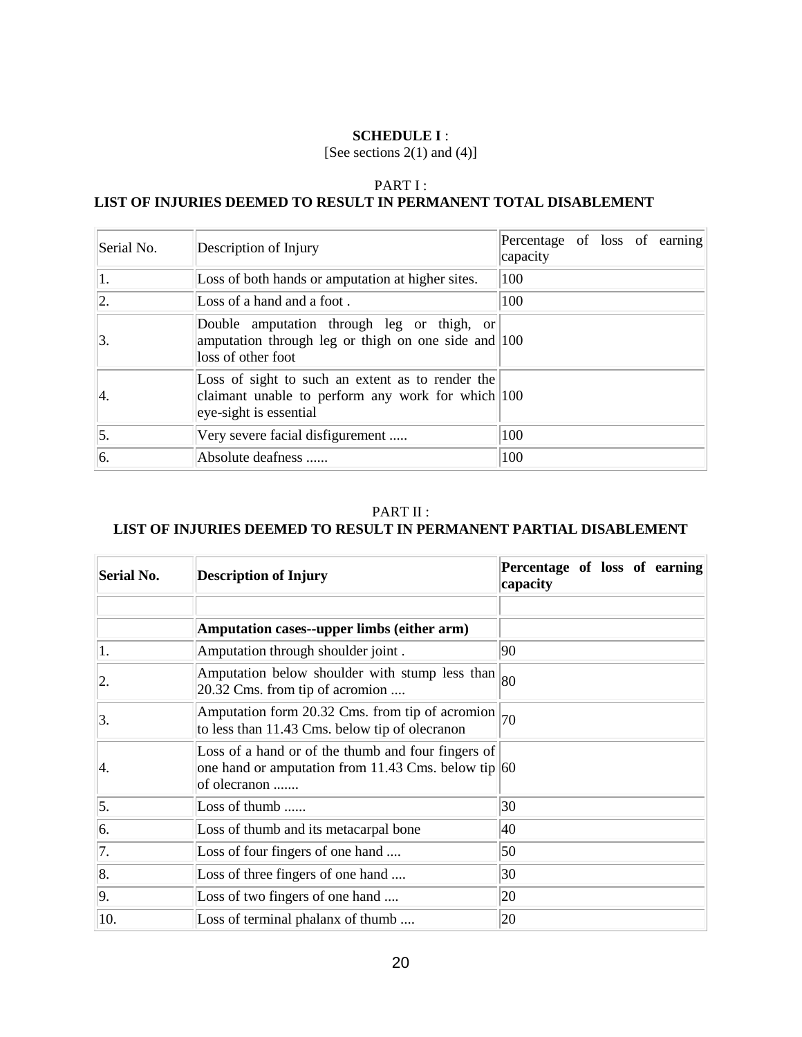**SCHEDULE I** :
[See sections 2(1) and (4)]

PART I :
**LIST OF INJURIES DEEMED TO RESULT IN PERMANENT TOTAL DISABLEMENT**

| Serial No. | Description of Injury | Percentage of loss of earning capacity |
|---|---|---|
| 1. | Loss of both hands or amputation at higher sites. | 100 |
| 2. | Loss of a hand and a foot . | 100 |
| 3. | Double amputation through leg or thigh, or amputation through leg or thigh on one side and loss of other foot | 100 |
| 4. | Loss of sight to such an extent as to render the claimant unable to perform any work for which eye-sight is essential | 100 |
| 5. | Very severe facial disfigurement ..... | 100 |
| 6. | Absolute deafness ...... | 100 |

PART II :
**LIST OF INJURIES DEEMED TO RESULT IN PERMANENT PARTIAL DISABLEMENT**

| **Serial No.** | **Description of Injury** | **Percentage of loss of earning capacity** |
|---|---|---|
| | | |
| | **Amputation cases--upper limbs (either arm)** | |
| 1. | Amputation through shoulder joint . | 90 |
| 2. | Amputation below shoulder with stump less than 20.32 Cms. from tip of acromion .... | 80 |
| 3. | Amputation form 20.32 Cms. from tip of acromion to less than 11.43 Cms. below tip of olecranon | 70 |
| 4. | Loss of a hand or of the thumb and four fingers of one hand or amputation from 11.43 Cms. below tip of olecranon ....... | 60 |
| 5. | Loss of thumb ...... | 30 |
| 6. | Loss of thumb and its metacarpal bone | 40 |
| 7. | Loss of four fingers of one hand .... | 50 |
| 8. | Loss of three fingers of one hand .... | 30 |
| 9. | Loss of two fingers of one hand .... | 20 |
| 10. | Loss of terminal phalanx of thumb .... | 20 |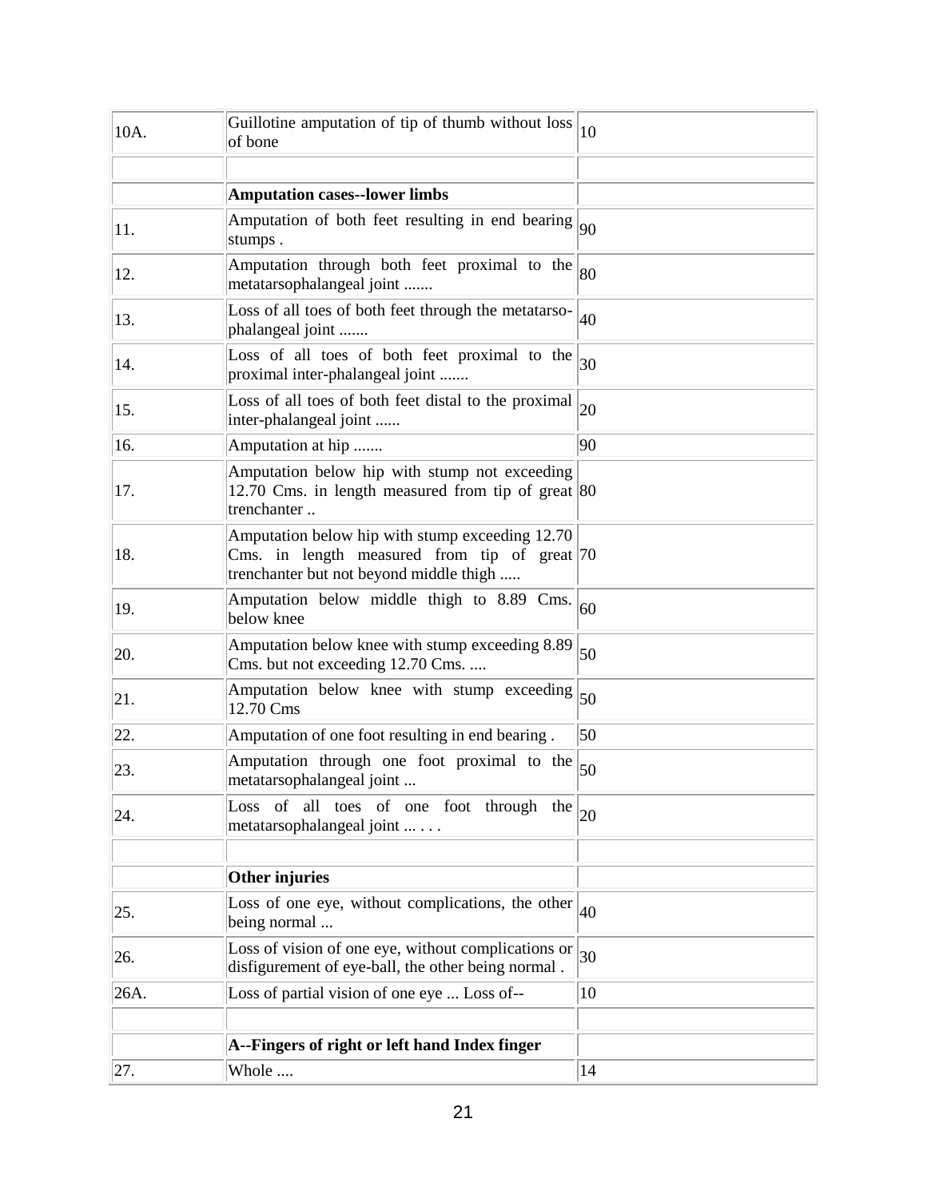| | | |
|---|---|---|
| 10A. | Guillotine amputation of tip of thumb without loss of bone | 10 |
| | | |
| | **Amputation cases--lower limbs** | |
| 11. | Amputation of both feet resulting in end bearing stumps . | 90 |
| 12. | Amputation through both feet proximal to the metatarsophalangeal joint ....... | 80 |
| 13. | Loss of all toes of both feet through the metatarso-phalangeal joint ....... | 40 |
| 14. | Loss of all toes of both feet proximal to the proximal inter-phalangeal joint ....... | 30 |
| 15. | Loss of all toes of both feet distal to the proximal inter-phalangeal joint ...... | 20 |
| 16. | Amputation at hip ....... | 90 |
| 17. | Amputation below hip with stump not exceeding 12.70 Cms. in length measured from tip of great trenchanter .. | 80 |
| 18. | Amputation below hip with stump exceeding 12.70 Cms. in length measured from tip of great trenchanter but not beyond middle thigh ..... | 70 |
| 19. | Amputation below middle thigh to 8.89 Cms. below knee | 60 |
| 20. | Amputation below knee with stump exceeding 8.89 Cms. but not exceeding 12.70 Cms. .... | 50 |
| 21. | Amputation below knee with stump exceeding 12.70 Cms | 50 |
| 22. | Amputation of one foot resulting in end bearing . | 50 |
| 23. | Amputation through one foot proximal to the metatarsophalangeal joint ... | 50 |
| 24. | Loss of all toes of one foot through the metatarsophalangeal joint ... . . . | 20 |
| | | |
| | **Other injuries** | |
| 25. | Loss of one eye, without complications, the other being normal ... | 40 |
| 26. | Loss of vision of one eye, without complications or disfigurement of eye-ball, the other being normal . | 30 |
| 26A. | Loss of partial vision of one eye ... Loss of-- | 10 |
| | | |
| | **A--Fingers of right or left hand Index finger** | |
| 27. | Whole .... | 14 |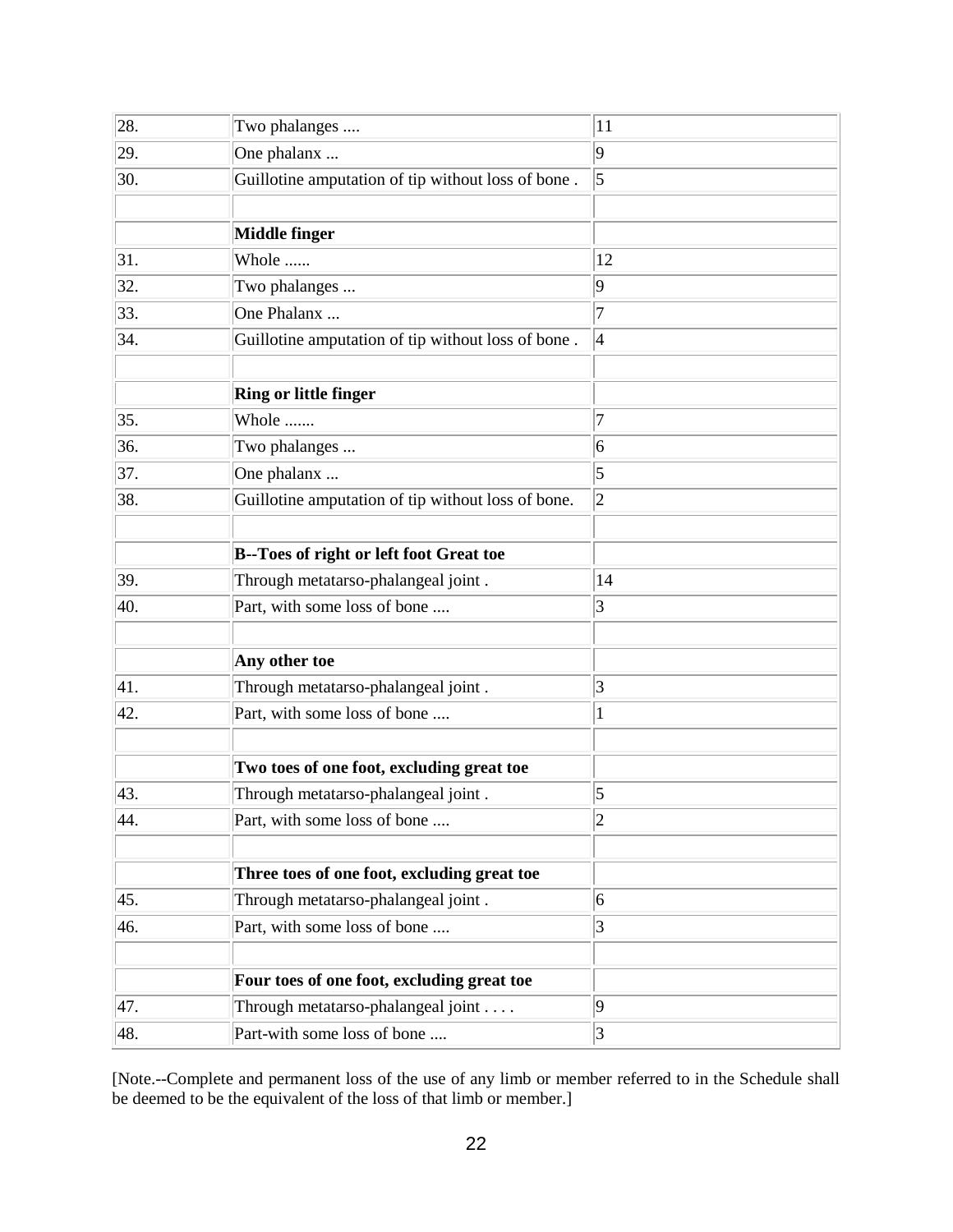| | | |
|---|---|---|
| 28. | Two phalanges .... | 11 |
| 29. | One phalanx ... | 9 |
| 30. | Guillotine amputation of tip without loss of bone . | 5 |
| | | |
| | **Middle finger** | |
| 31. | Whole ...... | 12 |
| 32. | Two phalanges ... | 9 |
| 33. | One Phalanx ... | 7 |
| 34. | Guillotine amputation of tip without loss of bone . | 4 |
| | | |
| | **Ring or little finger** | |
| 35. | Whole ....... | 7 |
| 36. | Two phalanges ... | 6 |
| 37. | One phalanx ... | 5 |
| 38. | Guillotine amputation of tip without loss of bone. | 2 |
| | | |
| | **B--Toes of right or left foot Great toe** | |
| 39. | Through metatarso-phalangeal joint . | 14 |
| 40. | Part, with some loss of bone .... | 3 |
| | | |
| | **Any other toe** | |
| 41. | Through metatarso-phalangeal joint . | 3 |
| 42. | Part, with some loss of bone .... | 1 |
| | | |
| | **Two toes of one foot, excluding great toe** | |
| 43. | Through metatarso-phalangeal joint . | 5 |
| 44. | Part, with some loss of bone .... | 2 |
| | | |
| | **Three toes of one foot, excluding great toe** | |
| 45. | Through metatarso-phalangeal joint . | 6 |
| 46. | Part, with some loss of bone .... | 3 |
| | | |
| | **Four toes of one foot, excluding great toe** | |
| 47. | Through metatarso-phalangeal joint . . . . | 9 |
| 48. | Part-with some loss of bone .... | 3 |

[Note.--Complete and permanent loss of the use of any limb or member referred to in the Schedule shall be deemed to be the equivalent of the loss of that limb or member.]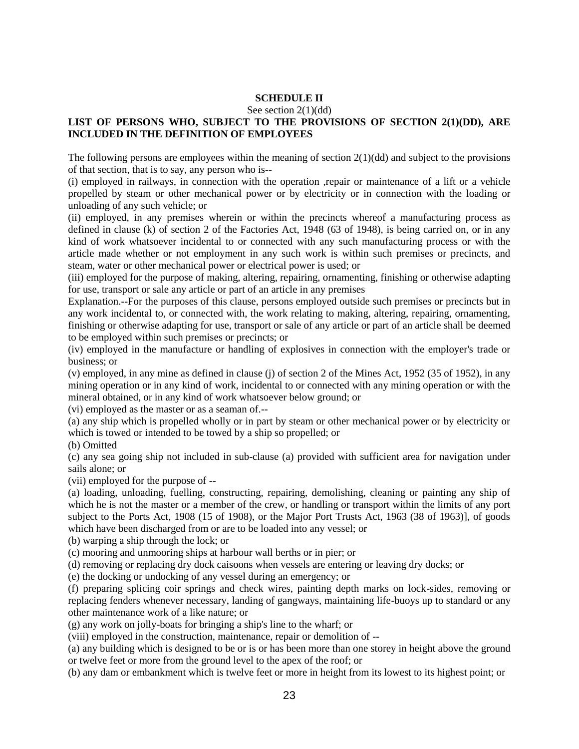## SCHEDULE II

See section 2(1)(dd)

### LIST OF PERSONS WHO, SUBJECT TO THE PROVISIONS OF SECTION 2(1)(DD), ARE INCLUDED IN THE DEFINITION OF EMPLOYEES

The following persons are employees within the meaning of section 2(1)(dd) and subject to the provisions of that section, that is to say, any person who is--

(i) employed in railways, in connection with the operation ,repair or maintenance of a lift or a vehicle propelled by steam or other mechanical power or by electricity or in connection with the loading or unloading of any such vehicle; or

(ii) employed, in any premises wherein or within the precincts whereof a manufacturing process as defined in clause (k) of section 2 of the Factories Act, 1948 (63 of 1948), is being carried on, or in any kind of work whatsoever incidental to or connected with any such manufacturing process or with the article made whether or not employment in any such work is within such premises or precincts, and steam, water or other mechanical power or electrical power is used; or

(iii) employed for the purpose of making, altering, repairing, ornamenting, finishing or otherwise adapting for use, transport or sale any article or part of an article in any premises

Explanation.--For the purposes of this clause, persons employed outside such premises or precincts but in any work incidental to, or connected with, the work relating to making, altering, repairing, ornamenting, finishing or otherwise adapting for use, transport or sale of any article or part of an article shall be deemed to be employed within such premises or precincts; or

(iv) employed in the manufacture or handling of explosives in connection with the employer's trade or business; or

(v) employed, in any mine as defined in clause (j) of section 2 of the Mines Act, 1952 (35 of 1952), in any mining operation or in any kind of work, incidental to or connected with any mining operation or with the mineral obtained, or in any kind of work whatsoever below ground; or

(vi) employed as the master or as a seaman of.--

(a) any ship which is propelled wholly or in part by steam or other mechanical power or by electricity or which is towed or intended to be towed by a ship so propelled; or

(b) Omitted

(c) any sea going ship not included in sub-clause (a) provided with sufficient area for navigation under sails alone; or

(vii) employed for the purpose of --

(a) loading, unloading, fuelling, constructing, repairing, demolishing, cleaning or painting any ship of which he is not the master or a member of the crew, or handling or transport within the limits of any port subject to the Ports Act, 1908 (15 of 1908), or the Major Port Trusts Act, 1963 (38 of 1963)], of goods which have been discharged from or are to be loaded into any vessel; or

(b) warping a ship through the lock; or

(c) mooring and unmooring ships at harbour wall berths or in pier; or

(d) removing or replacing dry dock caisoons when vessels are entering or leaving dry docks; or

(e) the docking or undocking of any vessel during an emergency; or

(f) preparing splicing coir springs and check wires, painting depth marks on lock-sides, removing or replacing fenders whenever necessary, landing of gangways, maintaining life-buoys up to standard or any other maintenance work of a like nature; or

(g) any work on jolly-boats for bringing a ship's line to the wharf; or

(viii) employed in the construction, maintenance, repair or demolition of --

(a) any building which is designed to be or is or has been more than one storey in height above the ground or twelve feet or more from the ground level to the apex of the roof; or

(b) any dam or embankment which is twelve feet or more in height from its lowest to its highest point; or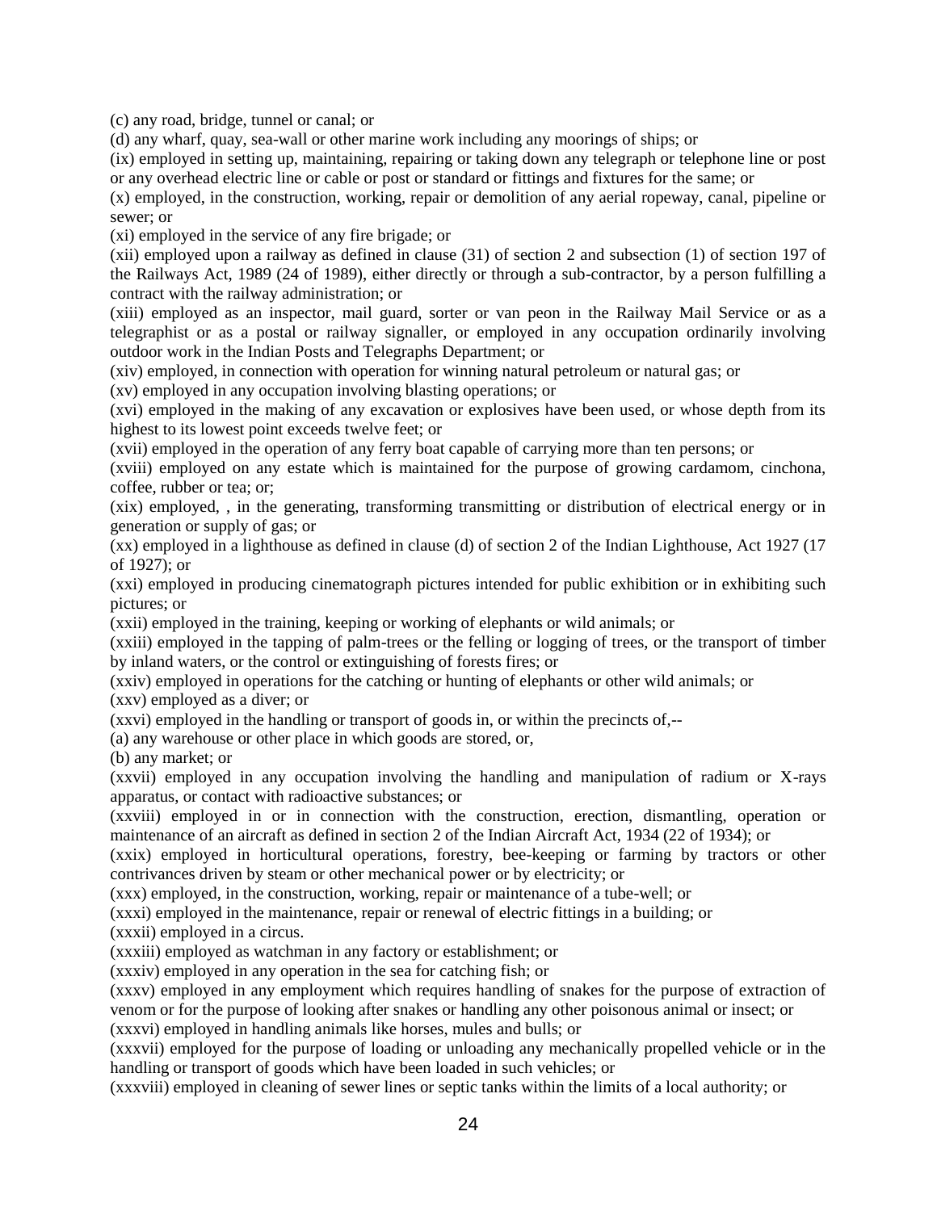(c) any road, bridge, tunnel or canal; or

(d) any wharf, quay, sea-wall or other marine work including any moorings of ships; or

(ix) employed in setting up, maintaining, repairing or taking down any telegraph or telephone line or post or any overhead electric line or cable or post or standard or fittings and fixtures for the same; or

(x) employed, in the construction, working, repair or demolition of any aerial ropeway, canal, pipeline or sewer; or

(xi) employed in the service of any fire brigade; or

(xii) employed upon a railway as defined in clause (31) of section 2 and subsection (1) of section 197 of the Railways Act, 1989 (24 of 1989), either directly or through a sub-contractor, by a person fulfilling a contract with the railway administration; or

(xiii) employed as an inspector, mail guard, sorter or van peon in the Railway Mail Service or as a telegraphist or as a postal or railway signaller, or employed in any occupation ordinarily involving outdoor work in the Indian Posts and Telegraphs Department; or

(xiv) employed, in connection with operation for winning natural petroleum or natural gas; or

(xv) employed in any occupation involving blasting operations; or

(xvi) employed in the making of any excavation or explosives have been used, or whose depth from its highest to its lowest point exceeds twelve feet; or

(xvii) employed in the operation of any ferry boat capable of carrying more than ten persons; or

(xviii) employed on any estate which is maintained for the purpose of growing cardamom, cinchona, coffee, rubber or tea; or;

(xix) employed, , in the generating, transforming transmitting or distribution of electrical energy or in generation or supply of gas; or

(xx) employed in a lighthouse as defined in clause (d) of section 2 of the Indian Lighthouse, Act 1927 (17 of 1927); or

(xxi) employed in producing cinematograph pictures intended for public exhibition or in exhibiting such pictures; or

(xxii) employed in the training, keeping or working of elephants or wild animals; or

(xxiii) employed in the tapping of palm-trees or the felling or logging of trees, or the transport of timber by inland waters, or the control or extinguishing of forests fires; or

(xxiv) employed in operations for the catching or hunting of elephants or other wild animals; or

(xxv) employed as a diver; or

(xxvi) employed in the handling or transport of goods in, or within the precincts of,--

(a) any warehouse or other place in which goods are stored, or,

(b) any market; or

(xxvii) employed in any occupation involving the handling and manipulation of radium or X-rays apparatus, or contact with radioactive substances; or

(xxviii) employed in or in connection with the construction, erection, dismantling, operation or maintenance of an aircraft as defined in section 2 of the Indian Aircraft Act, 1934 (22 of 1934); or

(xxix) employed in horticultural operations, forestry, bee-keeping or farming by tractors or other contrivances driven by steam or other mechanical power or by electricity; or

(xxx) employed, in the construction, working, repair or maintenance of a tube-well; or

(xxxi) employed in the maintenance, repair or renewal of electric fittings in a building; or

(xxxii) employed in a circus.

(xxxiii) employed as watchman in any factory or establishment; or

(xxxiv) employed in any operation in the sea for catching fish; or

(xxxv) employed in any employment which requires handling of snakes for the purpose of extraction of venom or for the purpose of looking after snakes or handling any other poisonous animal or insect; or

(xxxvi) employed in handling animals like horses, mules and bulls; or

(xxxvii) employed for the purpose of loading or unloading any mechanically propelled vehicle or in the handling or transport of goods which have been loaded in such vehicles; or

(xxxviii) employed in cleaning of sewer lines or septic tanks within the limits of a local authority; or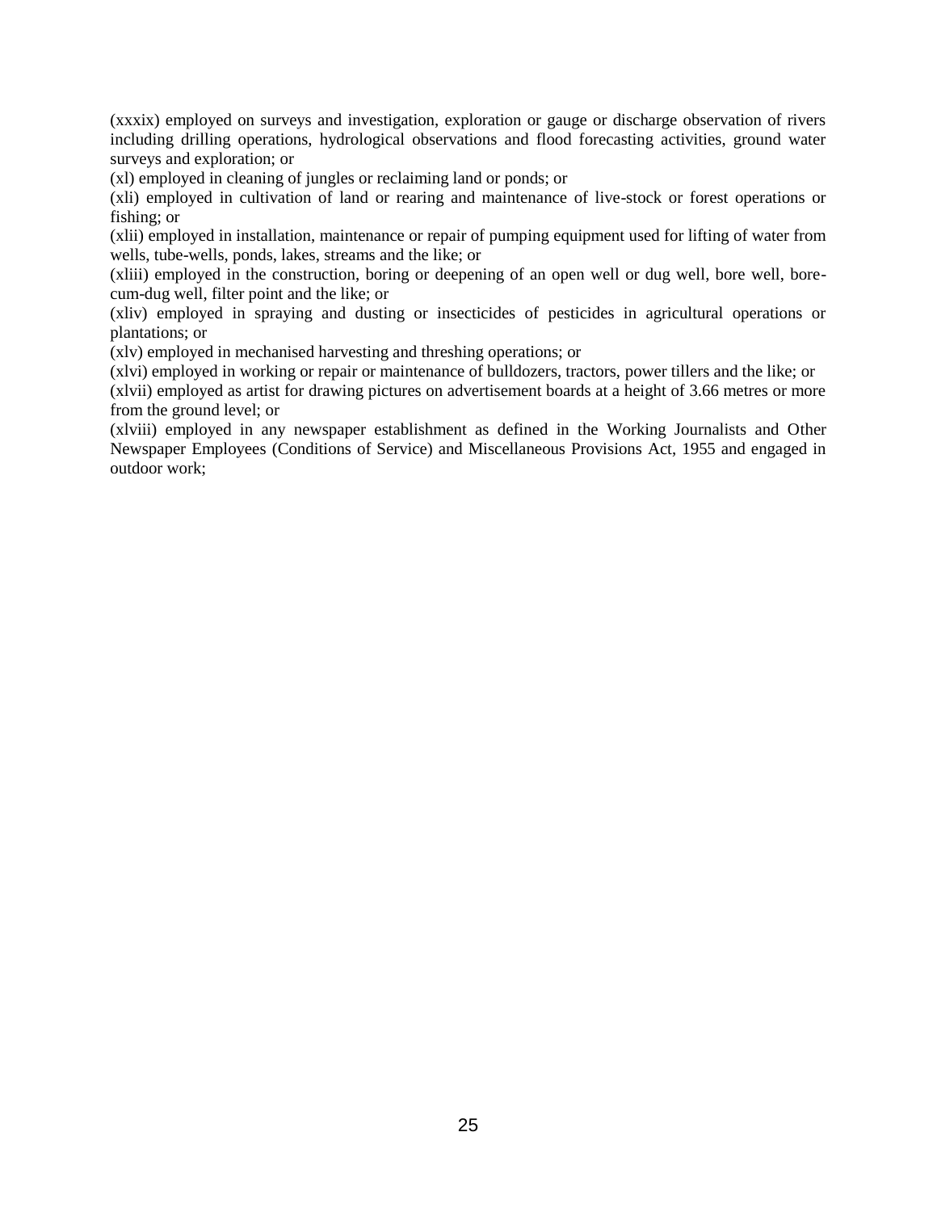(xxxix) employed on surveys and investigation, exploration or gauge or discharge observation of rivers including drilling operations, hydrological observations and flood forecasting activities, ground water surveys and exploration; or

(xl) employed in cleaning of jungles or reclaiming land or ponds; or

(xli) employed in cultivation of land or rearing and maintenance of live-stock or forest operations or fishing; or

(xlii) employed in installation, maintenance or repair of pumping equipment used for lifting of water from wells, tube-wells, ponds, lakes, streams and the like; or

(xliii) employed in the construction, boring or deepening of an open well or dug well, bore well, bore-cum-dug well, filter point and the like; or

(xliv) employed in spraying and dusting or insecticides of pesticides in agricultural operations or plantations; or

(xlv) employed in mechanised harvesting and threshing operations; or

(xlvi) employed in working or repair or maintenance of bulldozers, tractors, power tillers and the like; or

(xlvii) employed as artist for drawing pictures on advertisement boards at a height of 3.66 metres or more from the ground level; or

(xlviii) employed in any newspaper establishment as defined in the Working Journalists and Other Newspaper Employees (Conditions of Service) and Miscellaneous Provisions Act, 1955 and engaged in outdoor work;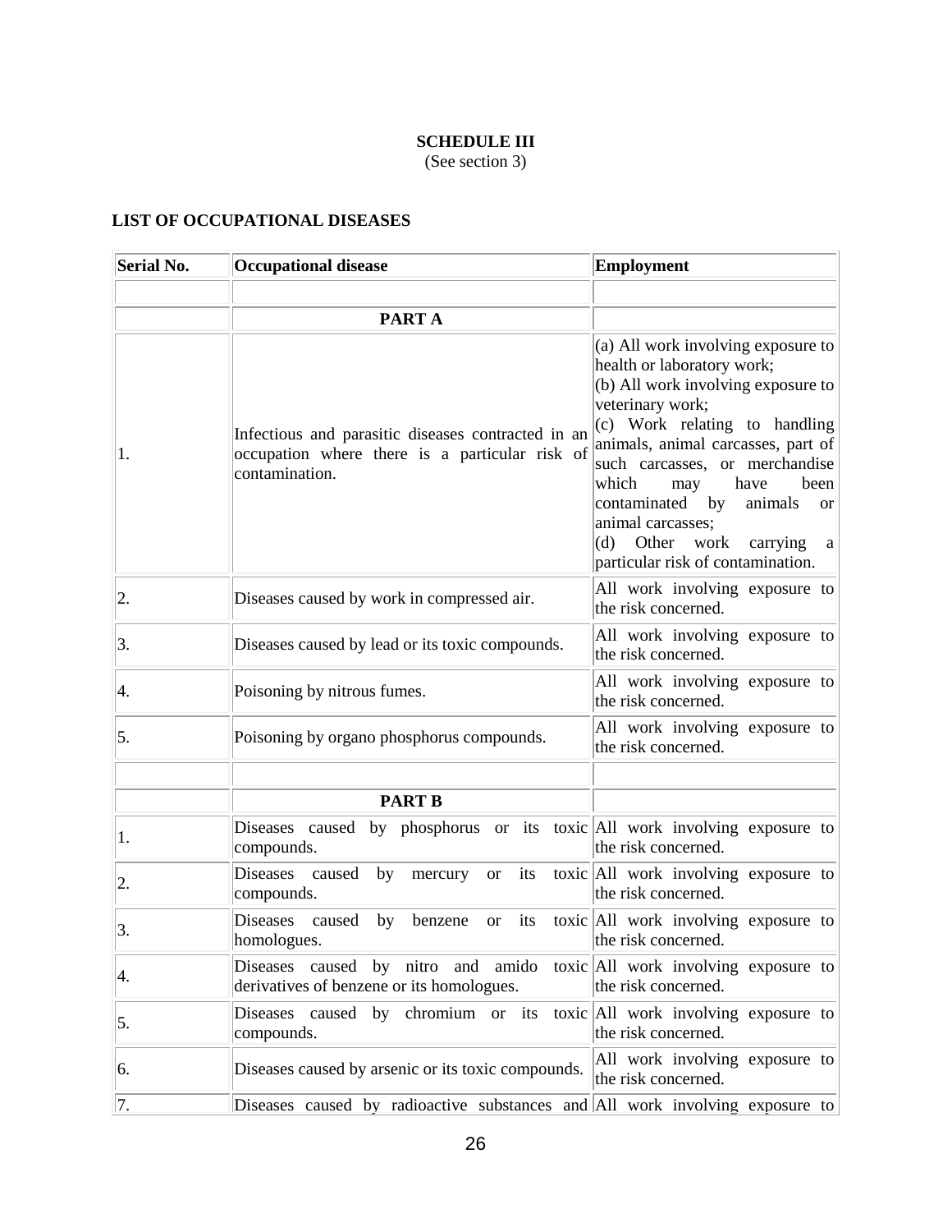**SCHEDULE III**
(See section 3)

**LIST OF OCCUPATIONAL DISEASES**

| Serial No. | Occupational disease | Employment |
|---|---|---|
| | | |
| | **PART A** | |
| 1. | Infectious and parasitic diseases contracted in an occupation where there is a particular risk of contamination. | (a) All work involving exposure to health or laboratory work;<br>(b) All work involving exposure to veterinary work;<br>(c) Work relating to handling animals, animal carcasses, part of such carcasses, or merchandise which may have been contaminated by animals or animal carcasses;<br>(d) Other work carrying a particular risk of contamination. |
| 2. | Diseases caused by work in compressed air. | All work involving exposure to the risk concerned. |
| 3. | Diseases caused by lead or its toxic compounds. | All work involving exposure to the risk concerned. |
| 4. | Poisoning by nitrous fumes. | All work involving exposure to the risk concerned. |
| 5. | Poisoning by organo phosphorus compounds. | All work involving exposure to the risk concerned. |
| | | |
| | **PART B** | |
| 1. | Diseases caused by phosphorus or its toxic compounds. | All work involving exposure to the risk concerned. |
| 2. | Diseases caused by mercury or its toxic compounds. | All work involving exposure to the risk concerned. |
| 3. | Diseases caused by benzene or its toxic homologues. | All work involving exposure to the risk concerned. |
| 4. | Diseases caused by nitro and amido toxic derivatives of benzene or its homologues. | All work involving exposure to the risk concerned. |
| 5. | Diseases caused by chromium or its toxic compounds. | All work involving exposure to the risk concerned. |
| 6. | Diseases caused by arsenic or its toxic compounds. | All work involving exposure to the risk concerned. |
| 7. | Diseases caused by radioactive substances and | All work involving exposure to |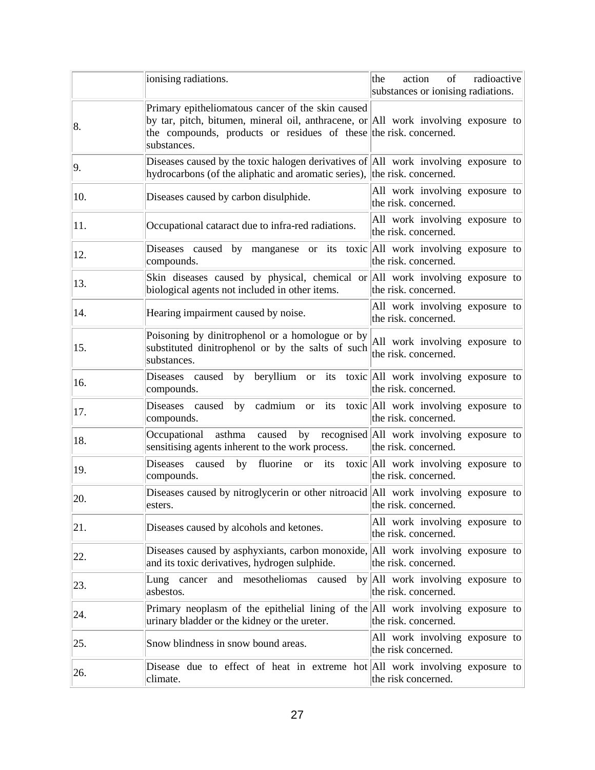| | | |
|---|---|---|
| | ionising radiations. | the action of radioactive substances or ionising radiations. |
| 8. | Primary epitheliomatous cancer of the skin caused by tar, pitch, bitumen, mineral oil, anthracene, or the compounds, products or residues of these substances. | All work involving exposure to the risk. concerned. |
| 9. | Diseases caused by the toxic halogen derivatives of hydrocarbons (of the aliphatic and aromatic series), | All work involving exposure to the risk. concerned. |
| 10. | Diseases caused by carbon disulphide. | All work involving exposure to the risk. concerned. |
| 11. | Occupational cataract due to infra-red radiations. | All work involving exposure to the risk. concerned. |
| 12. | Diseases caused by manganese or its toxic compounds. | All work involving exposure to the risk. concerned. |
| 13. | Skin diseases caused by physical, chemical or biological agents not included in other items. | All work involving exposure to the risk. concerned. |
| 14. | Hearing impairment caused by noise. | All work involving exposure to the risk. concerned. |
| 15. | Poisoning by dinitrophenol or a homologue or by substituted dinitrophenol or by the salts of such substances. | All work involving exposure to the risk. concerned. |
| 16. | Diseases caused by beryllium or its toxic compounds. | All work involving exposure to the risk. concerned. |
| 17. | Diseases caused by cadmium or its toxic compounds. | All work involving exposure to the risk. concerned. |
| 18. | Occupational asthma caused by recognised sensitising agents inherent to the work process. | All work involving exposure to the risk. concerned. |
| 19. | Diseases caused by fluorine or its toxic compounds. | All work involving exposure to the risk. concerned. |
| 20. | Diseases caused by nitroglycerin or other nitroacid esters. | All work involving exposure to the risk. concerned. |
| 21. | Diseases caused by alcohols and ketones. | All work involving exposure to the risk. concerned. |
| 22. | Diseases caused by asphyxiants, carbon monoxide, and its toxic derivatives, hydrogen sulphide. | All work involving exposure to the risk. concerned. |
| 23. | Lung cancer and mesotheliomas caused by asbestos. | All work involving exposure to the risk. concerned. |
| 24. | Primary neoplasm of the epithelial lining of the urinary bladder or the kidney or the ureter. | All work involving exposure to the risk. concerned. |
| 25. | Snow blindness in snow bound areas. | All work involving exposure to the risk concerned. |
| 26. | Disease due to effect of heat in extreme hot climate. | All work involving exposure to the risk concerned. |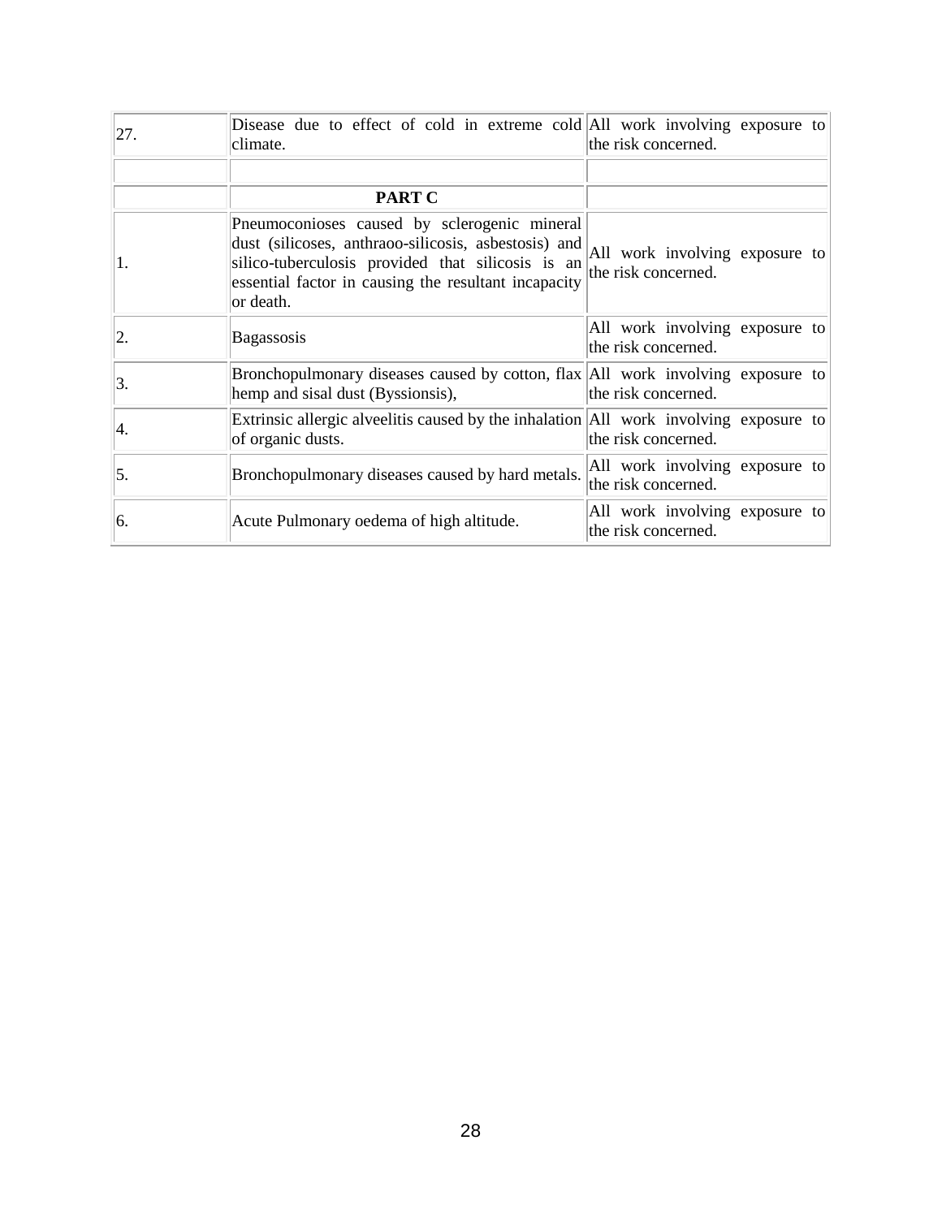| | | |
|---|---|---|
| 27. | Disease due to effect of cold in extreme cold climate. | All work involving exposure to the risk concerned. |
| | | |
| | **PART C** | |
| 1. | Pneumoconioses caused by sclerogenic mineral dust (silicoses, anthraoo-silicosis, asbestosis) and silico-tuberculosis provided that silicosis is an essential factor in causing the resultant incapacity or death. | All work involving exposure to the risk concerned. |
| 2. | Bagassosis | All work involving exposure to the risk concerned. |
| 3. | Bronchopulmonary diseases caused by cotton, flax hemp and sisal dust (Byssionsis), | All work involving exposure to the risk concerned. |
| 4. | Extrinsic allergic alveelitis caused by the inhalation of organic dusts. | All work involving exposure to the risk concerned. |
| 5. | Bronchopulmonary diseases caused by hard metals. | All work involving exposure to the risk concerned. |
| 6. | Acute Pulmonary oedema of high altitude. | All work involving exposure to the risk concerned. |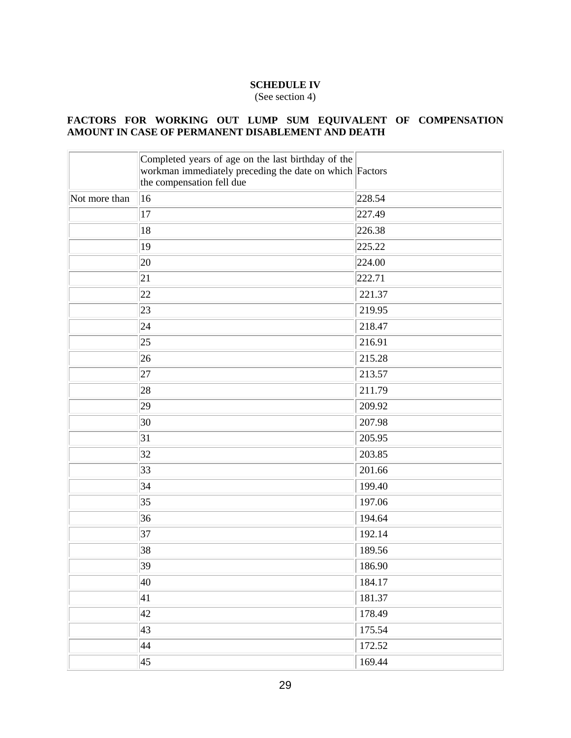**SCHEDULE IV**

(See section 4)

**FACTORS FOR WORKING OUT LUMP SUM EQUIVALENT OF COMPENSATION AMOUNT IN CASE OF PERMANENT DISABLEMENT AND DEATH**

| | Completed years of age on the last birthday of the workman immediately preceding the date on which the compensation fell due | Factors |
|---|---|---|
| Not more than | 16 | 228.54 |
| | 17 | 227.49 |
| | 18 | 226.38 |
| | 19 | 225.22 |
| | 20 | 224.00 |
| | 21 | 222.71 |
| | 22 | 221.37 |
| | 23 | 219.95 |
| | 24 | 218.47 |
| | 25 | 216.91 |
| | 26 | 215.28 |
| | 27 | 213.57 |
| | 28 | 211.79 |
| | 29 | 209.92 |
| | 30 | 207.98 |
| | 31 | 205.95 |
| | 32 | 203.85 |
| | 33 | 201.66 |
| | 34 | 199.40 |
| | 35 | 197.06 |
| | 36 | 194.64 |
| | 37 | 192.14 |
| | 38 | 189.56 |
| | 39 | 186.90 |
| | 40 | 184.17 |
| | 41 | 181.37 |
| | 42 | 178.49 |
| | 43 | 175.54 |
| | 44 | 172.52 |
| | 45 | 169.44 |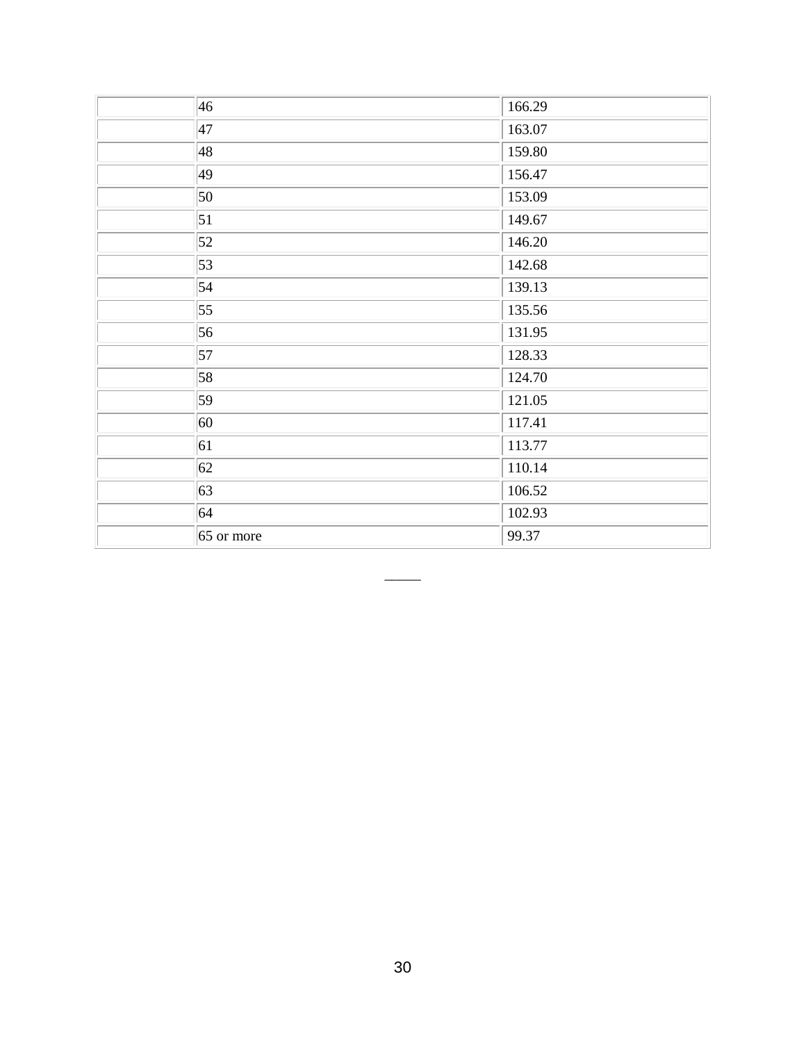| | | |
|---|---|---|
| | 46 | 166.29 |
| | 47 | 163.07 |
| | 48 | 159.80 |
| | 49 | 156.47 |
| | 50 | 153.09 |
| | 51 | 149.67 |
| | 52 | 146.20 |
| | 53 | 142.68 |
| | 54 | 139.13 |
| | 55 | 135.56 |
| | 56 | 131.95 |
| | 57 | 128.33 |
| | 58 | 124.70 |
| | 59 | 121.05 |
| | 60 | 117.41 |
| | 61 | 113.77 |
| | 62 | 110.14 |
| | 63 | 106.52 |
| | 64 | 102.93 |
| | 65 or more | 99.37 |

\_\_\_\_\_